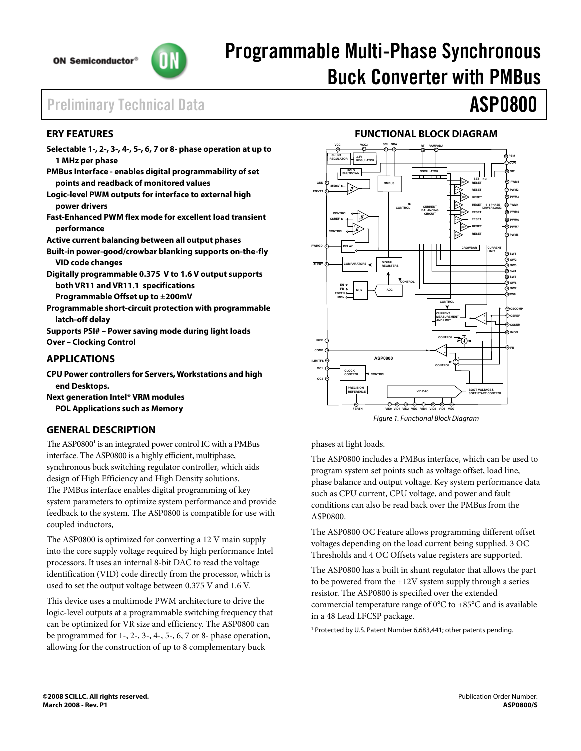# Programmable Multi-Phase Synchronous Buck Converter with PMBus

Preliminary Technical Data

# ASP0800

## ERY FEATURES

**Selectable 1-, 2-, 3-, 4-, 5-, 6, 7 or 8- phase operation at up to 1 MHz per phase**
**PMBus Interface - enables digital programmability of set points and readback of monitored values**
**Logic-level PWM outputs for interface to external high power drivers**
**Fast-Enhanced PWM flex mode for excellent load transient performance**
**Active current balancing between all output phases**
**Built-in power-good/crowbar blanking supports on-the-fly VID code changes**
**Digitally programmable 0.375 V to 1.6 V output supports both VR11 and VR11.1 specifications**
**Programmable Offset up to ±200mV**
**Programmable short-circuit protection with programmable latch-off delay**
**Supports PSI# – Power saving mode during light loads**
**Over – Clocking Control**

## APPLICATIONS

**CPU Power controllers for Servers, Workstations and high end Desktops.**
**Next generation Intel® VRM modules**
**POL Applications such as Memory**

## FUNCTIONAL BLOCK DIAGRAM

*Figure 1. Functional Block Diagram*

## GENERAL DESCRIPTION

The ASP0800[1] is an integrated power control IC with a PMBus interface. The ASP0800 is a highly efficient, multiphase, synchronous buck switching regulator controller, which aids design of High Efficiency and High Density solutions. The PMBus interface enables digital programming of key system parameters to optimize system performance and provide feedback to the system. The ASP0800 is compatible for use with coupled inductors,

The ASP0800 is optimized for converting a 12 V main supply into the core supply voltage required by high performance Intel processors. It uses an internal 8-bit DAC to read the voltage identification (VID) code directly from the processor, which is used to set the output voltage between 0.375 V and 1.6 V.

This device uses a multimode PWM architecture to drive the logic-level outputs at a programmable switching frequency that can be optimized for VR size and efficiency. The ASP0800 can be programmed for 1-, 2-, 3-, 4-, 5-, 6, 7 or 8- phase operation, allowing for the construction of up to 8 complementary buck phases at light loads.

The ASP0800 includes a PMBus interface, which can be used to program system set points such as voltage offset, load line, phase balance and output voltage. Key system performance data such as CPU current, CPU voltage, and power and fault conditions can also be read back over the PMBus from the ASP0800.

The ASP0800 OC Feature allows programming different offset voltages depending on the load current being supplied. 3 OC Thresholds and 4 OC Offsets value registers are supported.

The ASP0800 has a built in shunt regulator that allows the part to be powered from the +12V system supply through a series resistor. The ASP0800 is specified over the extended commercial temperature range of 0°C to +85°C and is available in a 48 Lead LFCSP package.

[1] Protected by U.S. Patent Number 6,683,441; other patents pending.

**©2008 SCILLC. All rights reserved.**
**March 2008 - Rev. P1**

Publication Order Number:
**ASP0800/S**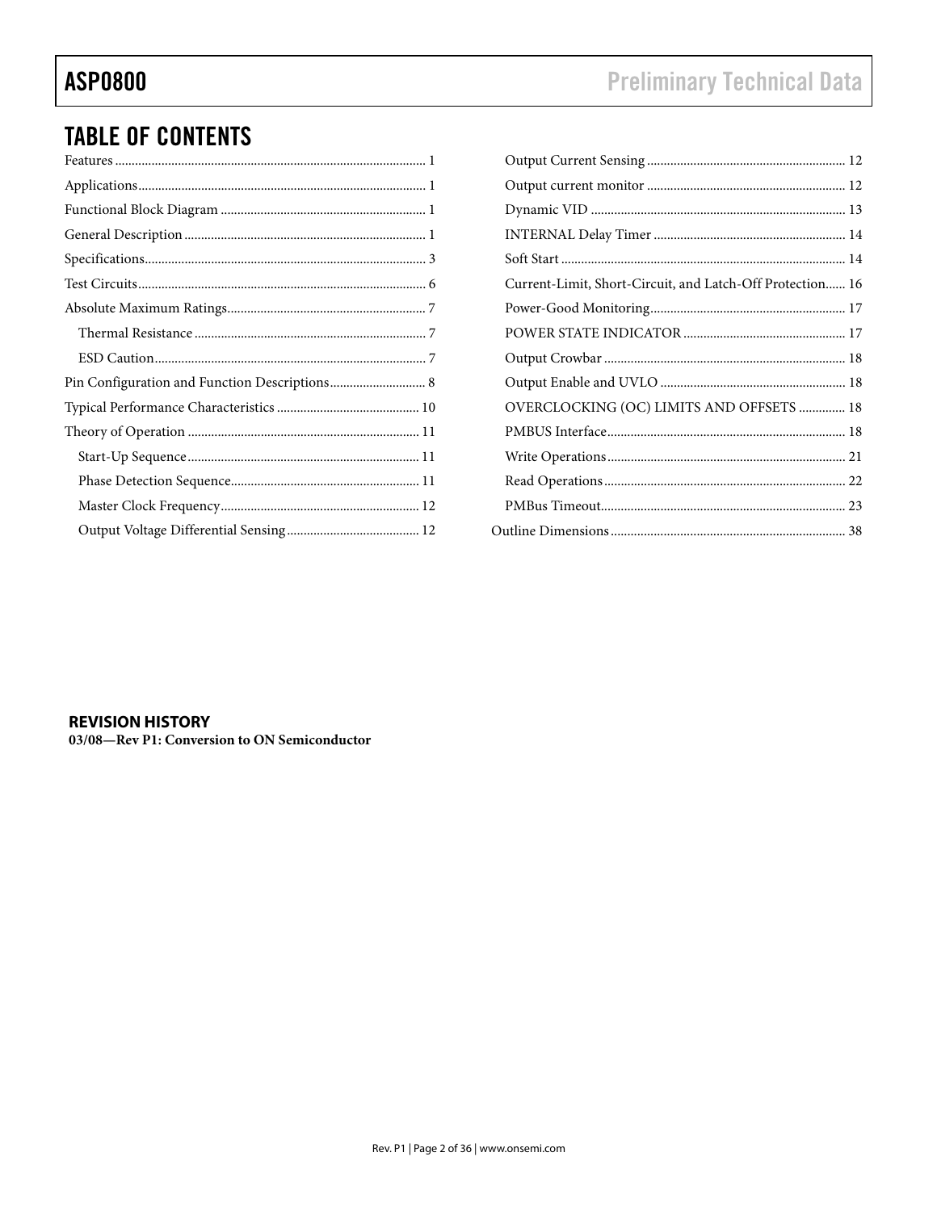# TABLE OF CONTENTS

Features ... 1
Applications ... 1
Functional Block Diagram ... 1
General Description ... 1
Specifications ... 3
Test Circuits ... 6
Absolute Maximum Ratings ... 7
  Thermal Resistance ... 7
  ESD Caution ... 7
Pin Configuration and Function Descriptions ... 8
Typical Performance Characteristics ... 10
Theory of Operation ... 11
  Start-Up Sequence ... 11
  Phase Detection Sequence ... 11
  Master Clock Frequency ... 12
  Output Voltage Differential Sensing ... 12
  Output Current Sensing ... 12
  Output current monitor ... 12
  Dynamic VID ... 13
  INTERNAL Delay Timer ... 14
  Soft Start ... 14
  Current-Limit, Short-Circuit, and Latch-Off Protection ... 16
  Power-Good Monitoring ... 17
  POWER STATE INDICATOR ... 17
  Output Crowbar ... 18
  Output Enable and UVLO ... 18
  OVERCLOCKING (OC) LIMITS AND OFFSETS ... 18
  PMBUS Interface ... 18
  Write Operations ... 21
  Read Operations ... 22
  PMBus Timeout ... 23
Outline Dimensions ... 38

**REVISION HISTORY**

**03/08—Rev P1: Conversion to ON Semiconductor**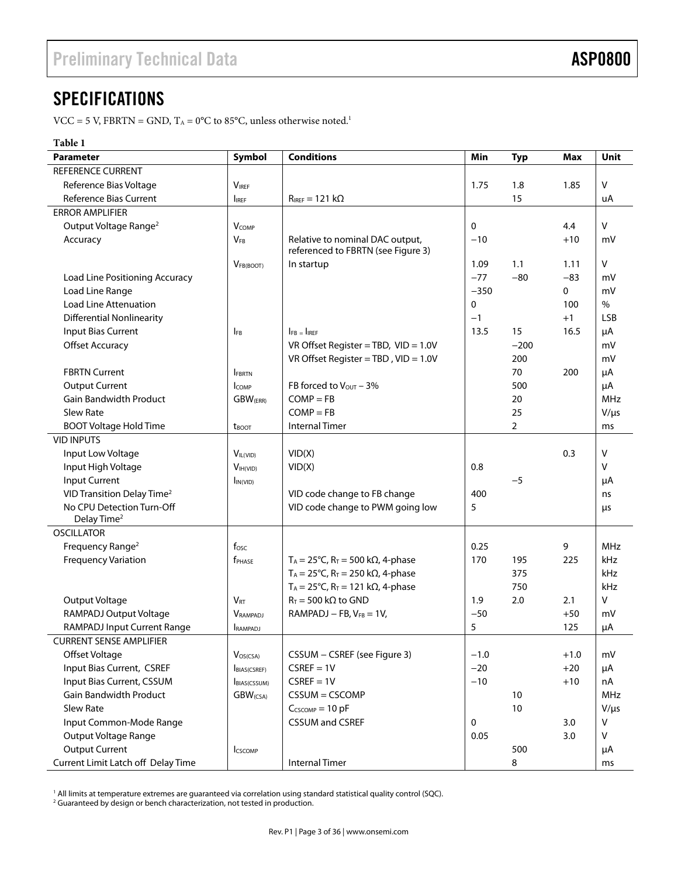## SPECIFICATIONS

VCC = 5 V, FBRTN = GND, $T_A$ = 0°C to 85°C, unless otherwise noted.[1]

**Table 1**

| Parameter | Symbol | Conditions | Min | Typ | Max | Unit |
|---|---|---|---|---|---|---|
| REFERENCE CURRENT | | | | | | |
| Reference Bias Voltage | $V_{IREF}$ | | 1.75 | 1.8 | 1.85 | V |
| Reference Bias Current | $I_{IREF}$ | $R_{IREF}$ = 121 kΩ | | 15 | | uA |
| ERROR AMPLIFIER | | | | | | |
| Output Voltage Range[2] | $V_{COMP}$ | | 0 | | 4.4 | V |
| Accuracy | $V_{FB}$ | Relative to nominal DAC output, referenced to FBRTN (see Figure 3) | −10 | | +10 | mV |
| | $V_{FB(BOOT)}$ | In startup | 1.09 | 1.1 | 1.11 | V |
| Load Line Positioning Accuracy | | | −77 | −80 | −83 | mV |
| Load Line Range | | | −350 | | 0 | mV |
| Load Line Attenuation | | | 0 | | 100 | % |
| Differential Nonlinearity | | | −1 | | +1 | LSB |
| Input Bias Current | $I_{FB}$ | $I_{FB} = I_{IREF}$ | 13.5 | 15 | 16.5 | μA |
| Offset Accuracy | | VR Offset Register = TBD, VID = 1.0V | | −200 | | mV |
| | | VR Offset Register = TBD , VID = 1.0V | | 200 | | mV |
| FBRTN Current | $I_{FBRTN}$ | | | 70 | 200 | μA |
| Output Current | $I_{COMP}$ | FB forced to $V_{OUT}$ − 3% | | 500 | | μA |
| Gain Bandwidth Product | $GBW_{(ERR)}$ | COMP = FB | | 20 | | MHz |
| Slew Rate | | COMP = FB | | 25 | | V/μs |
| BOOT Voltage Hold Time | $t_{BOOT}$ | Internal Timer | | 2 | | ms |
| VID INPUTS | | | | | | |
| Input Low Voltage | $V_{IL(VID)}$ | VID(X) | | | 0.3 | V |
| Input High Voltage | $V_{IH(VID)}$ | VID(X) | 0.8 | | | V |
| Input Current | $I_{IN(VID)}$ | | | −5 | | μA |
| VID Transition Delay Time[2] | | VID code change to FB change | 400 | | | ns |
| No CPU Detection Turn-Off Delay Time[2] | | VID code change to PWM going low | 5 | | | μs |
| OSCILLATOR | | | | | | |
| Frequency Range[2] | $f_{OSC}$ | | 0.25 | | 9 | MHz |
| Frequency Variation | $f_{PHASE}$ | $T_A$ = 25°C, $R_T$ = 500 kΩ, 4-phase | 170 | 195 | 225 | kHz |
| | | $T_A$ = 25°C, $R_T$ = 250 kΩ, 4-phase | | 375 | | kHz |
| | | $T_A$ = 25°C, $R_T$ = 121 kΩ, 4-phase | | 750 | | kHz |
| Output Voltage | $V_{RT}$ | $R_T$ = 500 kΩ to GND | 1.9 | 2.0 | 2.1 | V |
| RAMPADJ Output Voltage | $V_{RAMPADJ}$ | RAMPADJ – FB, $V_{FB}$ = 1V, | −50 | | +50 | mV |
| RAMPADJ Input Current Range | $I_{RAMPADJ}$ | | 5 | | 125 | μA |
| CURRENT SENSE AMPLIFIER | | | | | | |
| Offset Voltage | $V_{OS(CSA)}$ | CSSUM − CSREF (see Figure 3) | −1.0 | | +1.0 | mV |
| Input Bias Current, CSREF | $I_{BIAS(CSREF)}$ | CSREF = 1V | −20 | | +20 | μA |
| Input Bias Current, CSSUM | $I_{BIAS(CSSUM)}$ | CSREF = 1V | −10 | | +10 | nA |
| Gain Bandwidth Product | $GBW_{(CSA)}$ | CSSUM = CSCOMP | | 10 | | MHz |
| Slew Rate | | $C_{CSCOMP}$ = 10 pF | | 10 | | V/μs |
| Input Common-Mode Range | | CSSUM and CSREF | 0 | | 3.0 | V |
| Output Voltage Range | | | 0.05 | | 3.0 | V |
| Output Current | $I_{CSCOMP}$ | | | 500 | | μA |
| Current Limit Latch off Delay Time | | Internal Timer | | 8 | | ms |

[1] All limits at temperature extremes are guaranteed via correlation using standard statistical quality control (SQC).
[2] Guaranteed by design or bench characterization, not tested in production.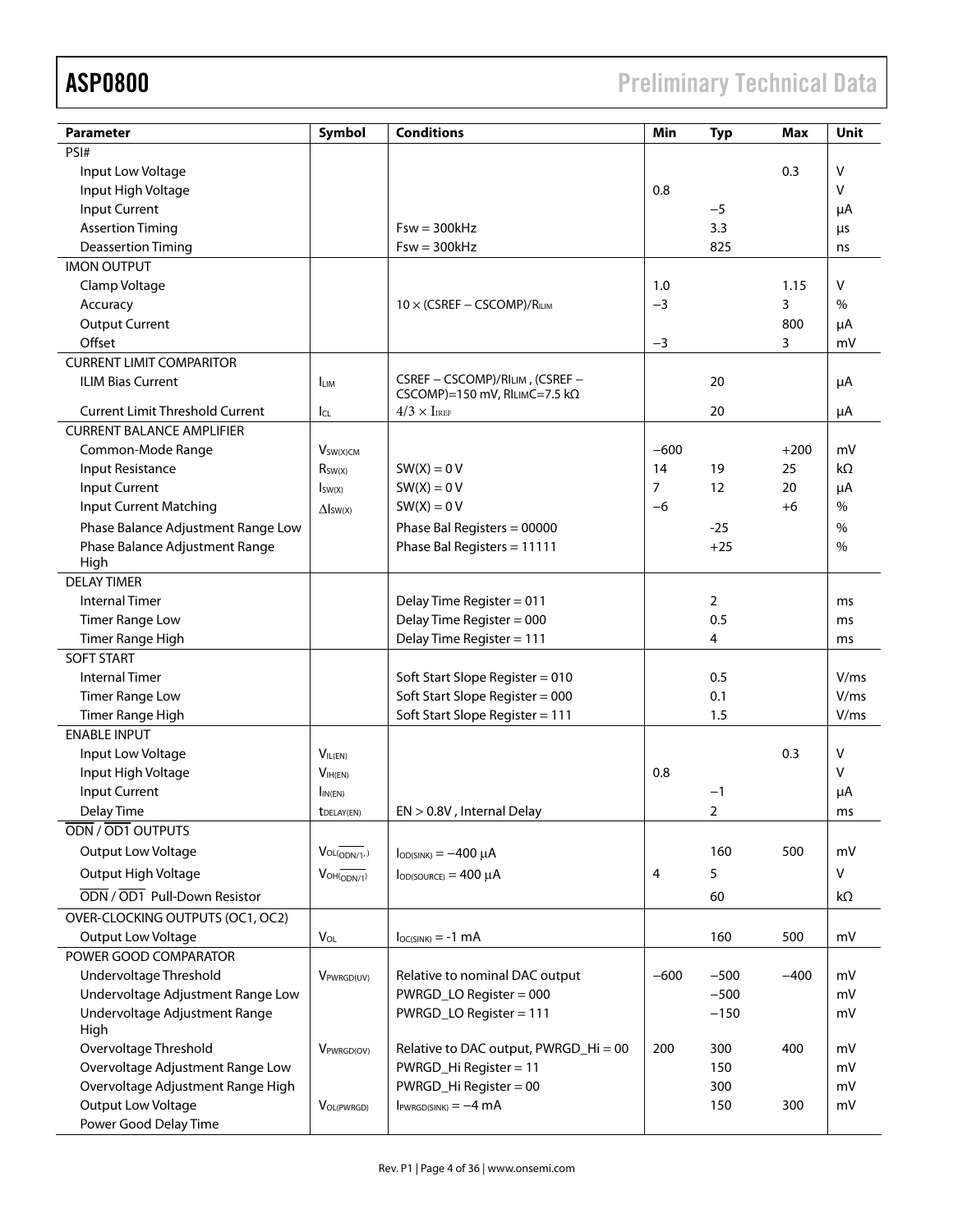| Parameter | Symbol | Conditions | Min | Typ | Max | Unit |
|---|---|---|---|---|---|---|
| PSI# | | | | | | |
| Input Low Voltage | | | | | 0.3 | V |
| Input High Voltage | | | 0.8 | | | V |
| Input Current | | | | −5 | | µA |
| Assertion Timing | | Fsw = 300kHz | | 3.3 | | µs |
| Deassertion Timing | | Fsw = 300kHz | | 825 | | ns |
| IMON OUTPUT | | | | | | |
| Clamp Voltage | | | 1.0 | | 1.15 | V |
| Accuracy | | 10 × (CSREF − CSCOMP)/$R_{ILIM}$ | −3 | | 3 | % |
| Output Current | | | | | 800 | µA |
| Offset | | | −3 | | 3 | mV |
| CURRENT LIMIT COMPARITOR | | | | | | |
| ILIM Bias Current | $I_{LIM}$ | CSREF − CSCOMP)/RILIM , (CSREF − CSCOMP)=150 mV, RILIMC=7.5 kΩ | | 20 | | µA |
| Current Limit Threshold Current | $I_{CL}$ | $4/3 \times I_{IREF}$ | | 20 | | µA |
| CURRENT BALANCE AMPLIFIER | | | | | | |
| Common-Mode Range | $V_{SW(X)CM}$ | | −600 | | +200 | mV |
| Input Resistance | $R_{SW(X)}$ | SW(X) = 0 V | 14 | 19 | 25 | kΩ |
| Input Current | $I_{SW(X)}$ | SW(X) = 0 V | 7 | 12 | 20 | µA |
| Input Current Matching | $\Delta I_{SW(X)}$ | SW(X) = 0 V | −6 | | +6 | % |
| Phase Balance Adjustment Range Low | | Phase Bal Registers = 00000 | | -25 | | % |
| Phase Balance Adjustment Range High | | Phase Bal Registers = 11111 | | +25 | | % |
| DELAY TIMER | | | | | | |
| Internal Timer | | Delay Time Register = 011 | | 2 | | ms |
| Timer Range Low | | Delay Time Register = 000 | | 0.5 | | ms |
| Timer Range High | | Delay Time Register = 111 | | 4 | | ms |
| SOFT START | | | | | | |
| Internal Timer | | Soft Start Slope Register = 010 | | 0.5 | | V/ms |
| Timer Range Low | | Soft Start Slope Register = 000 | | 0.1 | | V/ms |
| Timer Range High | | Soft Start Slope Register = 111 | | 1.5 | | V/ms |
| ENABLE INPUT | | | | | | |
| Input Low Voltage | $V_{IL(EN)}$ | | | | 0.3 | V |
| Input High Voltage | $V_{IH(EN)}$ | | 0.8 | | | V |
| Input Current | $I_{IN(EN)}$ | | | −1 | | µA |
| Delay Time | $t_{DELAY(EN)}$ | EN > 0.8V , Internal Delay | | 2 | | ms |
| $\overline{ODN}$ / $\overline{OD1}$ OUTPUTS | | | | | | |
| Output Low Voltage | $V_{OL(\overline{ODN/1})}$ | $I_{OD(SINK)}$ = −400 µA | | 160 | 500 | mV |
| Output High Voltage | $V_{OH(\overline{ODN/1})}$ | $I_{OD(SOURCE)}$ = 400 µA | 4 | 5 | | V |
| $\overline{ODN}$ / $\overline{OD1}$ Pull-Down Resistor | | | | 60 | | kΩ |
| OVER-CLOCKING OUTPUTS (OC1, OC2) | | | | | | |
| Output Low Voltage | $V_{OL}$ | $I_{OC(SINK)}$ = -1 mA | | 160 | 500 | mV |
| POWER GOOD COMPARATOR | | | | | | |
| Undervoltage Threshold | $V_{PWRGD(UV)}$ | Relative to nominal DAC output | −600 | −500 | −400 | mV |
| Undervoltage Adjustment Range Low | | PWRGD_LO Register = 000 | | −500 | | mV |
| Undervoltage Adjustment Range High | | PWRGD_LO Register = 111 | | −150 | | mV |
| Overvoltage Threshold | $V_{PWRGD(OV)}$ | Relative to DAC output, PWRGD_Hi = 00 | 200 | 300 | 400 | mV |
| Overvoltage Adjustment Range Low | | PWRGD_Hi Register = 11 | | 150 | | mV |
| Overvoltage Adjustment Range High | | PWRGD_Hi Register = 00 | | 300 | | mV |
| Output Low Voltage | $V_{OL(PWRGD)}$ | $I_{PWRGD(SINK)}$ = −4 mA | | 150 | 300 | mV |
| Power Good Delay Time | | | | | | |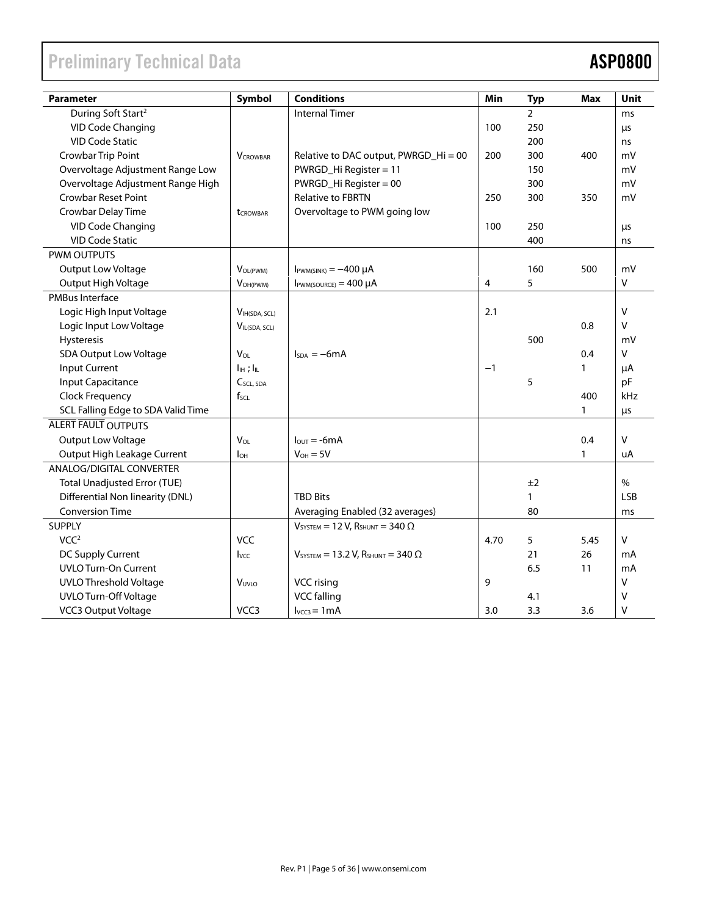| Parameter | Symbol | Conditions | Min | Typ | Max | Unit |
|---|---|---|---|---|---|---|
| During Soft Start[2] | | Internal Timer | | 2 | | ms |
| VID Code Changing | | | 100 | 250 | | µs |
| VID Code Static | | | | 200 | | ns |
| Crowbar Trip Point | $V_{CROWBAR}$ | Relative to DAC output, PWRGD_Hi = 00 | 200 | 300 | 400 | mV |
| Overvoltage Adjustment Range Low | | PWRGD_Hi Register = 11 | | 150 | | mV |
| Overvoltage Adjustment Range High | | PWRGD_Hi Register = 00 | | 300 | | mV |
| Crowbar Reset Point | | Relative to FBRTN | 250 | 300 | 350 | mV |
| Crowbar Delay Time | $t_{CROWBAR}$ | Overvoltage to PWM going low | | | | |
| VID Code Changing | | | 100 | 250 | | µs |
| VID Code Static | | | | 400 | | ns |
| PWM OUTPUTS | | | | | | |
| Output Low Voltage | $V_{OL(PWM)}$ | $I_{PWM(SINK)} = −400$ µA | | 160 | 500 | mV |
| Output High Voltage | $V_{OH(PWM)}$ | $I_{PWM(SOURCE)} = 400$ µA | 4 | 5 | | V |
| PMBus Interface | | | | | | |
| Logic High Input Voltage | $V_{IH(SDA, SCL)}$ | | 2.1 | | | V |
| Logic Input Low Voltage | $V_{IL(SDA, SCL)}$ | | | | 0.8 | V |
| Hysteresis | | | | 500 | | mV |
| SDA Output Low Voltage | $V_{OL}$ | $I_{SDA} = −6$mA | | | 0.4 | V |
| Input Current | $I_{IH}$ ; $I_{IL}$ | | −1 | | 1 | µA |
| Input Capacitance | $C_{SCL, SDA}$ | | | 5 | | pF |
| Clock Frequency | $f_{SCL}$ | | | | 400 | kHz |
| SCL Falling Edge to SDA Valid Time | | | | | 1 | µs |
| ALERT FAULT OUTPUTS | | | | | | |
| Output Low Voltage | $V_{OL}$ | $I_{OUT} = -6$mA | | | 0.4 | V |
| Output High Leakage Current | $I_{OH}$ | $V_{OH} = 5$V | | | 1 | uA |
| ANALOG/DIGITAL CONVERTER | | | | | | |
| Total Unadjusted Error (TUE) | | | | ±2 | | % |
| Differential Non linearity (DNL) | | TBD Bits | | 1 | | LSB |
| Conversion Time | | Averaging Enabled (32 averages) | | 80 | | ms |
| SUPPLY | | $V_{SYSTEM} = 12$ V, $R_{SHUNT} = 340$ Ω | | | | |
| VCC[2] | VCC | | 4.70 | 5 | 5.45 | V |
| DC Supply Current | $I_{VCC}$ | $V_{SYSTEM} = 13.2$ V, $R_{SHUNT} = 340$ Ω | | 21 | 26 | mA |
| UVLO Turn-On Current | | | | 6.5 | 11 | mA |
| UVLO Threshold Voltage | $V_{UVLO}$ | VCC rising | 9 | | | V |
| UVLO Turn-Off Voltage | | VCC falling | | 4.1 | | V |
| VCC3 Output Voltage | VCC3 | $I_{VCC3} = 1$mA | 3.0 | 3.3 | 3.6 | V |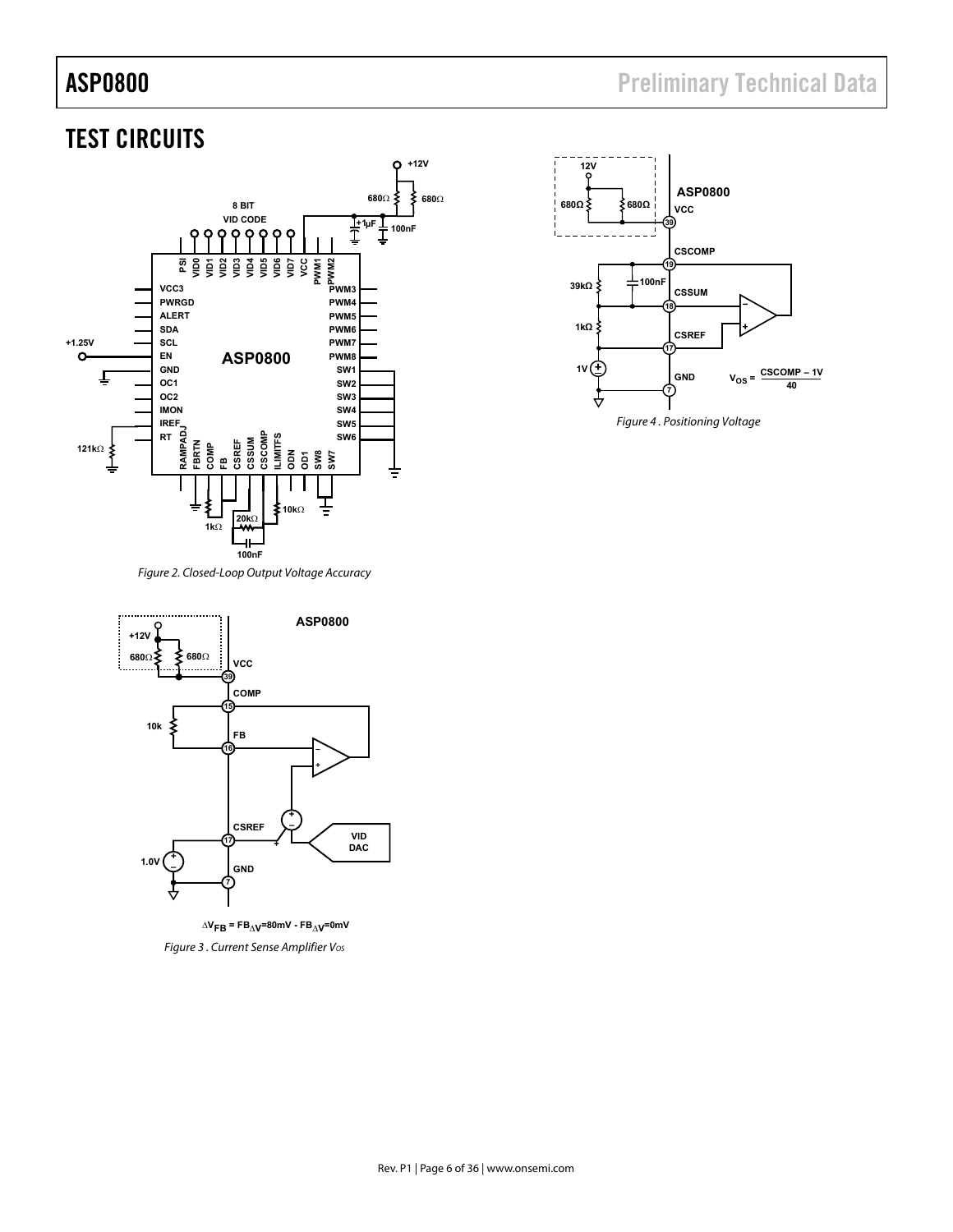## TEST CIRCUITS

Figure 2. Closed-Loop Output Voltage Accuracy

$\Delta V_{FB} = FB_{\Delta V=80mV} - FB_{\Delta V=0mV}$

Figure 3 . Current Sense Amplifier $V_{OS}$

$$V_{OS} = \frac{CSCOMP - 1V}{40}$$

Figure 4 . Positioning Voltage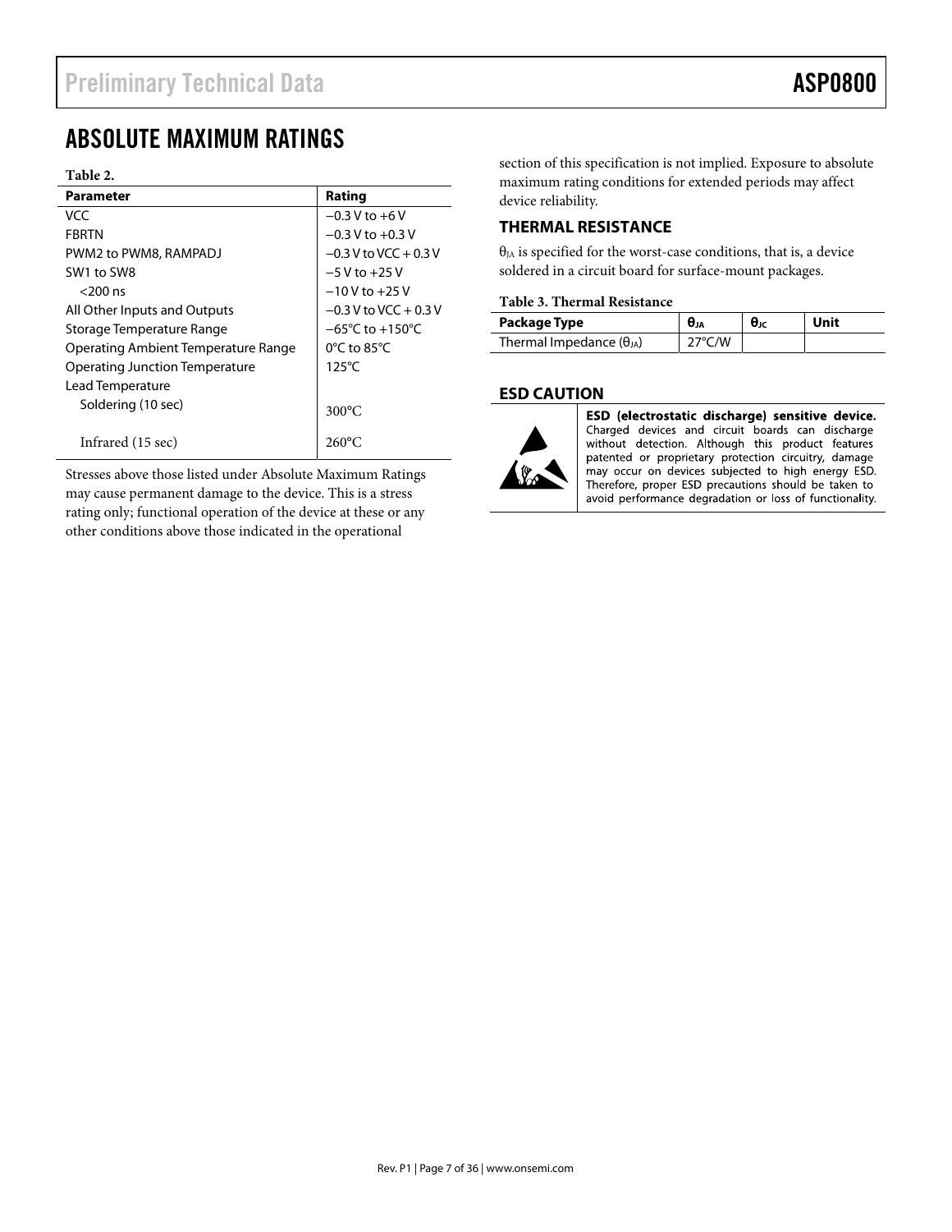## ABSOLUTE MAXIMUM RATINGS

**Table 2.**

| Parameter | Rating |
|---|---|
| VCC | −0.3 V to +6 V |
| FBRTN | −0.3 V to +0.3 V |
| PWM2 to PWM8, RAMPADJ | −0.3 V to VCC + 0.3 V |
| SW1 to SW8 | −5 V to +25 V |
| <200 ns | −10 V to +25 V |
| All Other Inputs and Outputs | −0.3 V to VCC + 0.3 V |
| Storage Temperature Range | −65°C to +150°C |
| Operating Ambient Temperature Range | 0°C to 85°C |
| Operating Junction Temperature | 125°C |
| Lead Temperature | |
| Soldering (10 sec) | 300°C |
| Infrared (15 sec) | 260°C |

Stresses above those listed under Absolute Maximum Ratings may cause permanent damage to the device. This is a stress rating only; functional operation of the device at these or any other conditions above those indicated in the operational section of this specification is not implied. Exposure to absolute maximum rating conditions for extended periods may affect device reliability.

### THERMAL RESISTANCE

$\theta_{JA}$ is specified for the worst-case conditions, that is, a device soldered in a circuit board for surface-mount packages.

**Table 3. Thermal Resistance**

| Package Type | $\theta_{JA}$ | $\theta_{JC}$ | Unit |
|---|---|---|---|
| Thermal Impedance ($\theta_{JA}$) | 27°C/W | | |

### ESD CAUTION

**ESD (electrostatic discharge) sensitive device.** Charged devices and circuit boards can discharge without detection. Although this product features patented or proprietary protection circuitry, damage may occur on devices subjected to high energy ESD. Therefore, proper ESD precautions should be taken to avoid performance degradation or loss of functionality.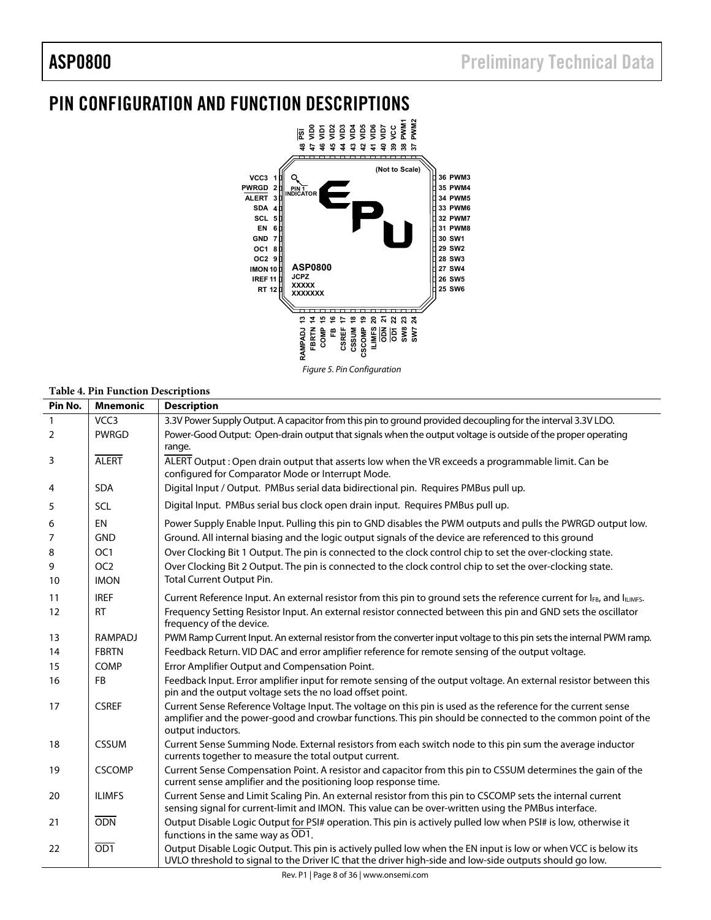## PIN CONFIGURATION AND FUNCTION DESCRIPTIONS

Figure 5. Pin Configuration

**Table 4. Pin Function Descriptions**

| Pin No. | Mnemonic | Description |
|---|---|---|
| 1 | VCC3 | 3.3V Power Supply Output. A capacitor from this pin to ground provided decoupling for the interval 3.3V LDO. |
| 2 | PWRGD | Power-Good Output: Open-drain output that signals when the output voltage is outside of the proper operating range. |
| 3 | ALERT | ALERT Output : Open drain output that asserts low when the VR exceeds a programmable limit. Can be configured for Comparator Mode or Interrupt Mode. |
| 4 | SDA | Digital Input / Output. PMBus serial data bidirectional pin. Requires PMBus pull up. |
| 5 | SCL | Digital Input. PMBus serial bus clock open drain input. Requires PMBus pull up. |
| 6 | EN | Power Supply Enable Input. Pulling this pin to GND disables the PWM outputs and pulls the PWRGD output low. |
| 7 | GND | Ground. All internal biasing and the logic output signals of the device are referenced to this ground |
| 8 | OC1 | Over Clocking Bit 1 Output. The pin is connected to the clock control chip to set the over-clocking state. |
| 9 | OC2 | Over Clocking Bit 2 Output. The pin is connected to the clock control chip to set the over-clocking state. |
| 10 | IMON | Total Current Output Pin. |
| 11 | IREF | Current Reference Input. An external resistor from this pin to ground sets the reference current for $I_{FB}$, and $I_{ILIMFS}$. |
| 12 | RT | Frequency Setting Resistor Input. An external resistor connected between this pin and GND sets the oscillator frequency of the device. |
| 13 | RAMPADJ | PWM Ramp Current Input. An external resistor from the converter input voltage to this pin sets the internal PWM ramp. |
| 14 | FBRTN | Feedback Return. VID DAC and error amplifier reference for remote sensing of the output voltage. |
| 15 | COMP | Error Amplifier Output and Compensation Point. |
| 16 | FB | Feedback Input. Error amplifier input for remote sensing of the output voltage. An external resistor between this pin and the output voltage sets the no load offset point. |
| 17 | CSREF | Current Sense Reference Voltage Input. The voltage on this pin is used as the reference for the current sense amplifier and the power-good and crowbar functions. This pin should be connected to the common point of the output inductors. |
| 18 | CSSUM | Current Sense Summing Node. External resistors from each switch node to this pin sum the average inductor currents together to measure the total output current. |
| 19 | CSCOMP | Current Sense Compensation Point. A resistor and capacitor from this pin to CSSUM determines the gain of the current sense amplifier and the positioning loop response time. |
| 20 | ILIMFS | Current Sense and Limit Scaling Pin. An external resistor from this pin to CSCOMP sets the internal current sensing signal for current-limit and IMON. This value can be over-written using the PMBus interface. |
| 21 | ODN | Output Disable Logic Output for PSI# operation. This pin is actively pulled low when PSI# is low, otherwise it functions in the same way as OD1. |
| 22 | OD1 | Output Disable Logic Output. This pin is actively pulled low when the EN input is low or when VCC is below its UVLO threshold to signal to the Driver IC that the driver high-side and low-side outputs should go low. |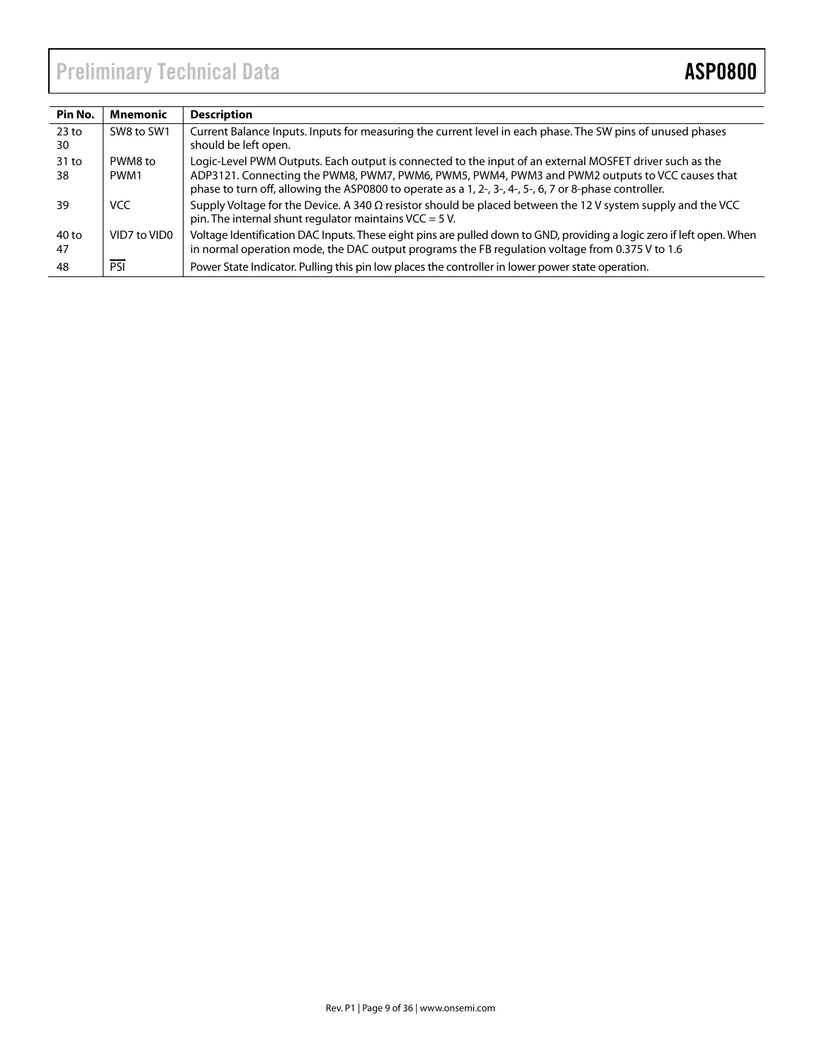| Pin No. | Mnemonic | Description |
| --- | --- | --- |
| 23 to 30 | SW8 to SW1 | Current Balance Inputs. Inputs for measuring the current level in each phase. The SW pins of unused phases should be left open. |
| 31 to 38 | PWM8 to PWM1 | Logic-Level PWM Outputs. Each output is connected to the input of an external MOSFET driver such as the ADP3121. Connecting the PWM8, PWM7, PWM6, PWM5, PWM4, PWM3 and PWM2 outputs to VCC causes that phase to turn off, allowing the ASP0800 to operate as a 1, 2-, 3-, 4-, 5-, 6, 7 or 8-phase controller. |
| 39 | VCC | Supply Voltage for the Device. A 340 Ω resistor should be placed between the 12 V system supply and the VCC pin. The internal shunt regulator maintains VCC = 5 V. |
| 40 to 47 | VID7 to VID0 | Voltage Identification DAC Inputs. These eight pins are pulled down to GND, providing a logic zero if left open. When in normal operation mode, the DAC output programs the FB regulation voltage from 0.375 V to 1.6 |
| 48 | $\overline{\text{PSI}}$ | Power State Indicator. Pulling this pin low places the controller in lower power state operation. |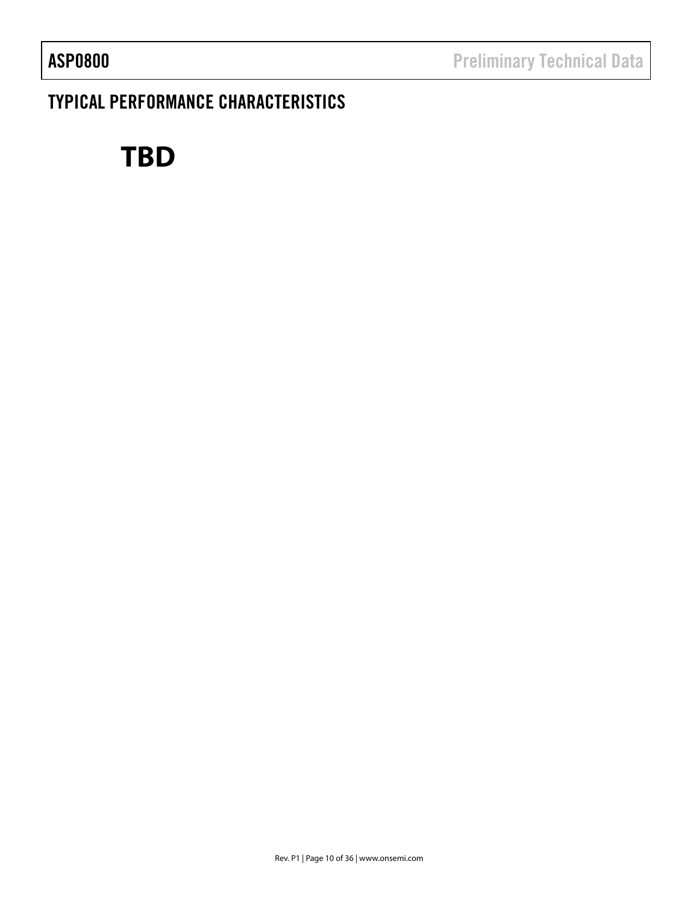## TYPICAL PERFORMANCE CHARACTERISTICS

**TBD**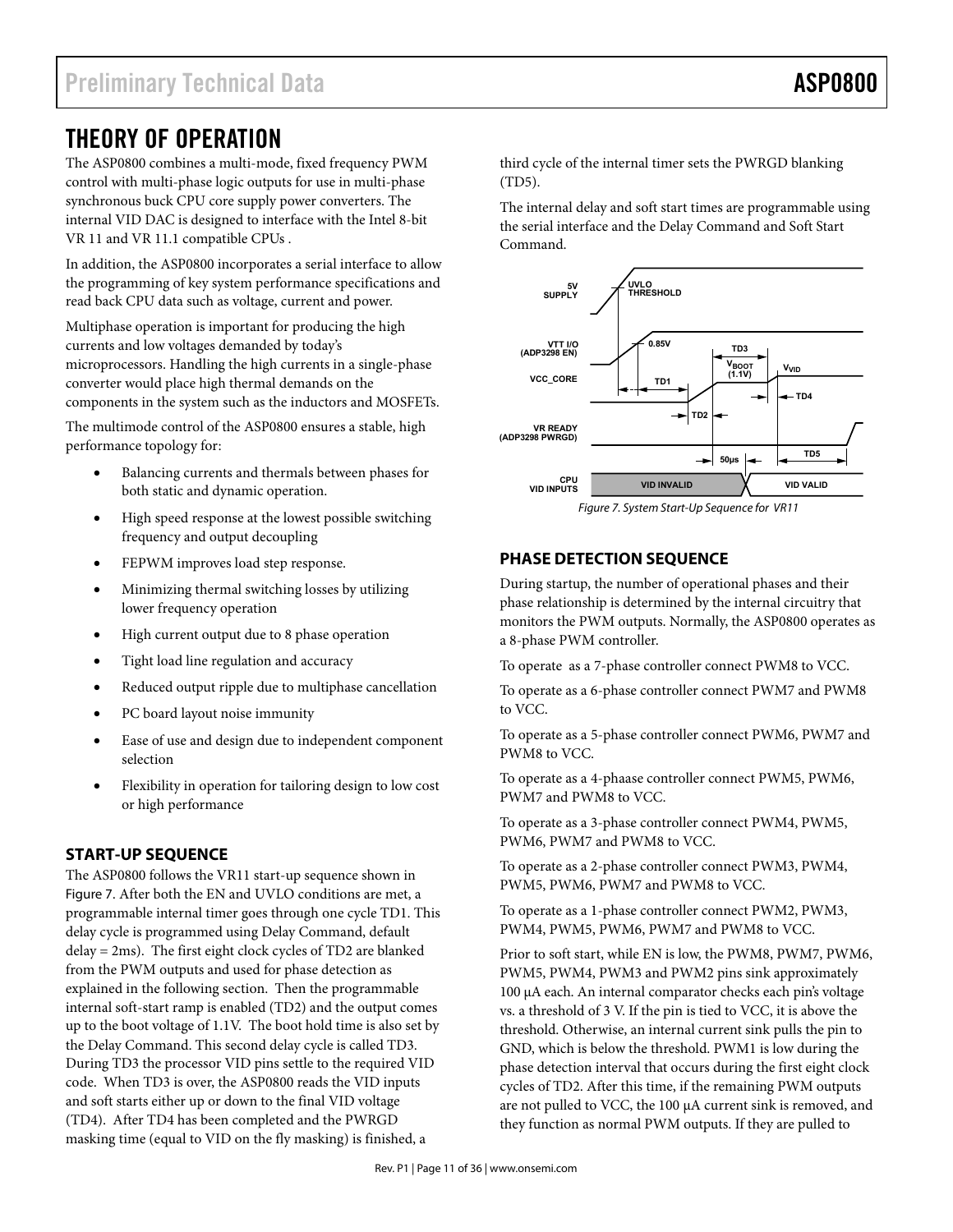# THEORY OF OPERATION

The ASP0800 combines a multi-mode, fixed frequency PWM control with multi-phase logic outputs for use in multi-phase synchronous buck CPU core supply power converters. The internal VID DAC is designed to interface with the Intel 8-bit VR 11 and VR 11.1 compatible CPUs .

In addition, the ASP0800 incorporates a serial interface to allow the programming of key system performance specifications and read back CPU data such as voltage, current and power.

Multiphase operation is important for producing the high currents and low voltages demanded by today's microprocessors. Handling the high currents in a single-phase converter would place high thermal demands on the components in the system such as the inductors and MOSFETs.

The multimode control of the ASP0800 ensures a stable, high performance topology for:

- Balancing currents and thermals between phases for both static and dynamic operation.
- High speed response at the lowest possible switching frequency and output decoupling
- FEPWM improves load step response.
- Minimizing thermal switching losses by utilizing lower frequency operation
- High current output due to 8 phase operation
- Tight load line regulation and accuracy
- Reduced output ripple due to multiphase cancellation
- PC board layout noise immunity
- Ease of use and design due to independent component selection
- Flexibility in operation for tailoring design to low cost or high performance

## START-UP SEQUENCE

The ASP0800 follows the VR11 start-up sequence shown in Figure 7. After both the EN and UVLO conditions are met, a programmable internal timer goes through one cycle TD1. This delay cycle is programmed using Delay Command, default delay = 2ms). The first eight clock cycles of TD2 are blanked from the PWM outputs and used for phase detection as explained in the following section. Then the programmable internal soft-start ramp is enabled (TD2) and the output comes up to the boot voltage of 1.1V. The boot hold time is also set by the Delay Command. This second delay cycle is called TD3. During TD3 the processor VID pins settle to the required VID code. When TD3 is over, the ASP0800 reads the VID inputs and soft starts either up or down to the final VID voltage (TD4). After TD4 has been completed and the PWRGD masking time (equal to VID on the fly masking) is finished, a third cycle of the internal timer sets the PWRGD blanking (TD5).

The internal delay and soft start times are programmable using the serial interface and the Delay Command and Soft Start Command.

5V SUPPLY — UVLO THRESHOLD
VTT I/O (ADP3298 EN) — 0.85V
VCC_CORE — TD1, TD2, TD3, $V_{BOOT}$ (1.1V), $V_{VID}$, TD4
VR READY (ADP3298 PWRGD) — 50µs, TD5
CPU VID INPUTS — VID INVALID, VID VALID

*Figure 7. System Start-Up Sequence for VR11*

## PHASE DETECTION SEQUENCE

During startup, the number of operational phases and their phase relationship is determined by the internal circuitry that monitors the PWM outputs. Normally, the ASP0800 operates as a 8-phase PWM controller.

To operate as a 7-phase controller connect PWM8 to VCC.

To operate as a 6-phase controller connect PWM7 and PWM8 to VCC.

To operate as a 5-phase controller connect PWM6, PWM7 and PWM8 to VCC.

To operate as a 4-phaase controller connect PWM5, PWM6, PWM7 and PWM8 to VCC.

To operate as a 3-phase controller connect PWM4, PWM5, PWM6, PWM7 and PWM8 to VCC.

To operate as a 2-phase controller connect PWM3, PWM4, PWM5, PWM6, PWM7 and PWM8 to VCC.

To operate as a 1-phase controller connect PWM2, PWM3, PWM4, PWM5, PWM6, PWM7 and PWM8 to VCC.

Prior to soft start, while EN is low, the PWM8, PWM7, PWM6, PWM5, PWM4, PWM3 and PWM2 pins sink approximately 100 µA each. An internal comparator checks each pin's voltage vs. a threshold of 3 V. If the pin is tied to VCC, it is above the threshold. Otherwise, an internal current sink pulls the pin to GND, which is below the threshold. PWM1 is low during the phase detection interval that occurs during the first eight clock cycles of TD2. After this time, if the remaining PWM outputs are not pulled to VCC, the 100 µA current sink is removed, and they function as normal PWM outputs. If they are pulled to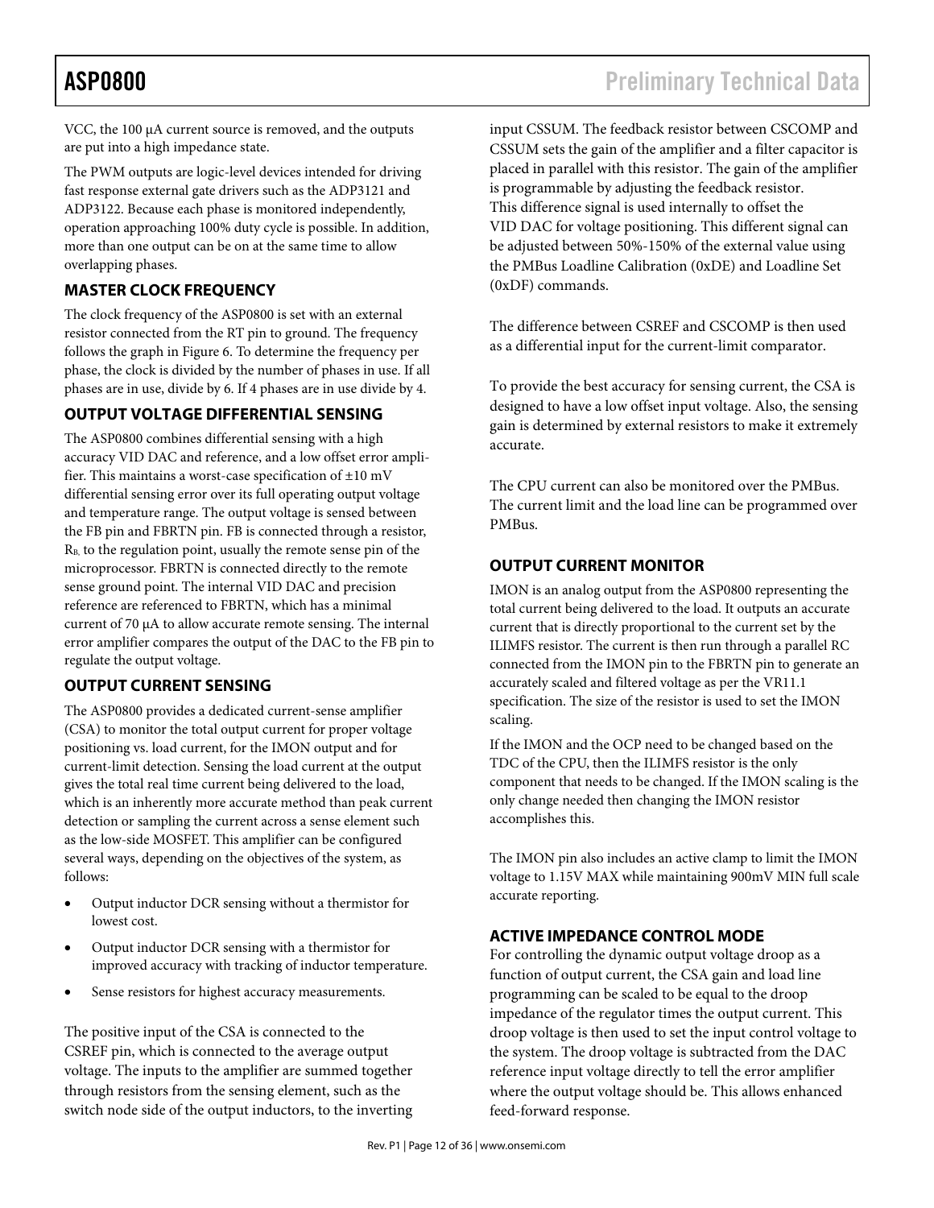VCC, the 100 µA current source is removed, and the outputs are put into a high impedance state.

The PWM outputs are logic-level devices intended for driving fast response external gate drivers such as the ADP3121 and ADP3122. Because each phase is monitored independently, operation approaching 100% duty cycle is possible. In addition, more than one output can be on at the same time to allow overlapping phases.

## MASTER CLOCK FREQUENCY

The clock frequency of the ASP0800 is set with an external resistor connected from the RT pin to ground. The frequency follows the graph in Figure 6. To determine the frequency per phase, the clock is divided by the number of phases in use. If all phases are in use, divide by 6. If 4 phases are in use divide by 4.

## OUTPUT VOLTAGE DIFFERENTIAL SENSING

The ASP0800 combines differential sensing with a high accuracy VID DAC and reference, and a low offset error amplifier. This maintains a worst-case specification of ±10 mV differential sensing error over its full operating output voltage and temperature range. The output voltage is sensed between the FB pin and FBRTN pin. FB is connected through a resistor, $R_B$, to the regulation point, usually the remote sense pin of the microprocessor. FBRTN is connected directly to the remote sense ground point. The internal VID DAC and precision reference are referenced to FBRTN, which has a minimal current of 70 µA to allow accurate remote sensing. The internal error amplifier compares the output of the DAC to the FB pin to regulate the output voltage.

## OUTPUT CURRENT SENSING

The ASP0800 provides a dedicated current-sense amplifier (CSA) to monitor the total output current for proper voltage positioning vs. load current, for the IMON output and for current-limit detection. Sensing the load current at the output gives the total real time current being delivered to the load, which is an inherently more accurate method than peak current detection or sampling the current across a sense element such as the low-side MOSFET. This amplifier can be configured several ways, depending on the objectives of the system, as follows:

- Output inductor DCR sensing without a thermistor for lowest cost.
- Output inductor DCR sensing with a thermistor for improved accuracy with tracking of inductor temperature.
- Sense resistors for highest accuracy measurements.

The positive input of the CSA is connected to the CSREF pin, which is connected to the average output voltage. The inputs to the amplifier are summed together through resistors from the sensing element, such as the switch node side of the output inductors, to the inverting input CSSUM. The feedback resistor between CSCOMP and CSSUM sets the gain of the amplifier and a filter capacitor is placed in parallel with this resistor. The gain of the amplifier is programmable by adjusting the feedback resistor. This difference signal is used internally to offset the VID DAC for voltage positioning. This different signal can be adjusted between 50%-150% of the external value using the PMBus Loadline Calibration (0xDE) and Loadline Set (0xDF) commands.

The difference between CSREF and CSCOMP is then used as a differential input for the current-limit comparator.

To provide the best accuracy for sensing current, the CSA is designed to have a low offset input voltage. Also, the sensing gain is determined by external resistors to make it extremely accurate.

The CPU current can also be monitored over the PMBus. The current limit and the load line can be programmed over PMBus.

## OUTPUT CURRENT MONITOR

IMON is an analog output from the ASP0800 representing the total current being delivered to the load. It outputs an accurate current that is directly proportional to the current set by the ILIMFS resistor. The current is then run through a parallel RC connected from the IMON pin to the FBRTN pin to generate an accurately scaled and filtered voltage as per the VR11.1 specification. The size of the resistor is used to set the IMON scaling.

If the IMON and the OCP need to be changed based on the TDC of the CPU, then the ILIMFS resistor is the only component that needs to be changed. If the IMON scaling is the only change needed then changing the IMON resistor accomplishes this.

The IMON pin also includes an active clamp to limit the IMON voltage to 1.15V MAX while maintaining 900mV MIN full scale accurate reporting.

## ACTIVE IMPEDANCE CONTROL MODE

For controlling the dynamic output voltage droop as a function of output current, the CSA gain and load line programming can be scaled to be equal to the droop impedance of the regulator times the output current. This droop voltage is then used to set the input control voltage to the system. The droop voltage is subtracted from the DAC reference input voltage directly to tell the error amplifier where the output voltage should be. This allows enhanced feed-forward response.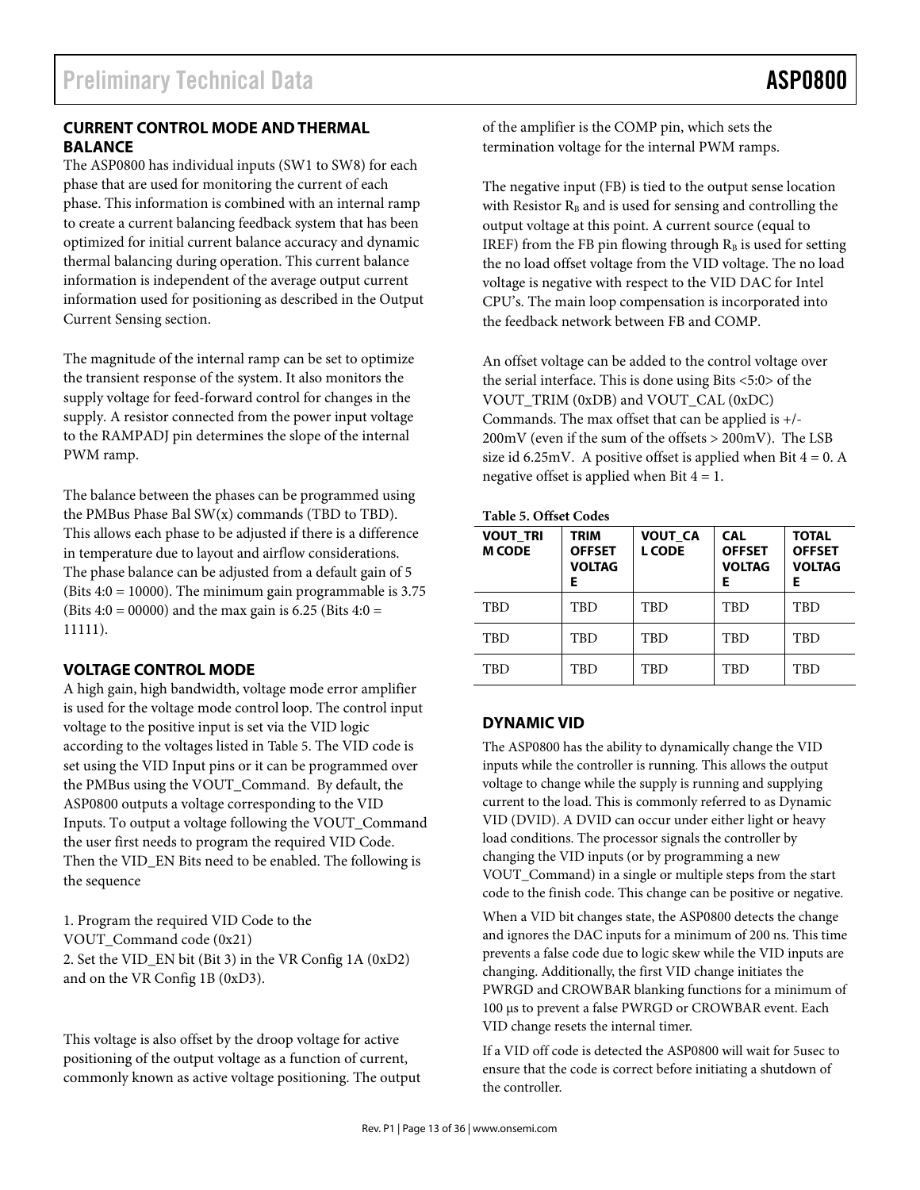## CURRENT CONTROL MODE AND THERMAL BALANCE

The ASP0800 has individual inputs (SW1 to SW8) for each phase that are used for monitoring the current of each phase. This information is combined with an internal ramp to create a current balancing feedback system that has been optimized for initial current balance accuracy and dynamic thermal balancing during operation. This current balance information is independent of the average output current information used for positioning as described in the Output Current Sensing section.

The magnitude of the internal ramp can be set to optimize the transient response of the system. It also monitors the supply voltage for feed-forward control for changes in the supply. A resistor connected from the power input voltage to the RAMPADJ pin determines the slope of the internal PWM ramp.

The balance between the phases can be programmed using the PMBus Phase Bal SW(x) commands (TBD to TBD). This allows each phase to be adjusted if there is a difference in temperature due to layout and airflow considerations. The phase balance can be adjusted from a default gain of 5 (Bits 4:0 = 10000). The minimum gain programmable is 3.75 (Bits 4:0 = 00000) and the max gain is 6.25 (Bits 4:0 = 11111).

## VOLTAGE CONTROL MODE

A high gain, high bandwidth, voltage mode error amplifier is used for the voltage mode control loop. The control input voltage to the positive input is set via the VID logic according to the voltages listed in Table 5. The VID code is set using the VID Input pins or it can be programmed over the PMBus using the VOUT_Command. By default, the ASP0800 outputs a voltage corresponding to the VID Inputs. To output a voltage following the VOUT_Command the user first needs to program the required VID Code. Then the VID_EN Bits need to be enabled. The following is the sequence

1. Program the required VID Code to the VOUT_Command code (0x21)
2. Set the VID_EN bit (Bit 3) in the VR Config 1A (0xD2) and on the VR Config 1B (0xD3).

This voltage is also offset by the droop voltage for active positioning of the output voltage as a function of current, commonly known as active voltage positioning. The output of the amplifier is the COMP pin, which sets the termination voltage for the internal PWM ramps.

The negative input (FB) is tied to the output sense location with Resistor $R_B$ and is used for sensing and controlling the output voltage at this point. A current source (equal to IREF) from the FB pin flowing through $R_B$ is used for setting the no load offset voltage from the VID voltage. The no load voltage is negative with respect to the VID DAC for Intel CPU's. The main loop compensation is incorporated into the feedback network between FB and COMP.

An offset voltage can be added to the control voltage over the serial interface. This is done using Bits <5:0> of the VOUT_TRIM (0xDB) and VOUT_CAL (0xDC) Commands. The max offset that can be applied is +/- 200mV (even if the sum of the offsets > 200mV). The LSB size id 6.25mV. A positive offset is applied when Bit 4 = 0. A negative offset is applied when Bit 4 = 1.

**Table 5. Offset Codes**

| VOUT_TRIM CODE | TRIM OFFSET VOLTAGE | VOUT_CAL CODE | CAL OFFSET VOLTAGE | TOTAL OFFSET VOLTAGE |
|---|---|---|---|---|
| TBD | TBD | TBD | TBD | TBD |
| TBD | TBD | TBD | TBD | TBD |
| TBD | TBD | TBD | TBD | TBD |

## DYNAMIC VID

The ASP0800 has the ability to dynamically change the VID inputs while the controller is running. This allows the output voltage to change while the supply is running and supplying current to the load. This is commonly referred to as Dynamic VID (DVID). A DVID can occur under either light or heavy load conditions. The processor signals the controller by changing the VID inputs (or by programming a new VOUT_Command) in a single or multiple steps from the start code to the finish code. This change can be positive or negative.

When a VID bit changes state, the ASP0800 detects the change and ignores the DAC inputs for a minimum of 200 ns. This time prevents a false code due to logic skew while the VID inputs are changing. Additionally, the first VID change initiates the PWRGD and CROWBAR blanking functions for a minimum of 100 μs to prevent a false PWRGD or CROWBAR event. Each VID change resets the internal timer.

If a VID off code is detected the ASP0800 will wait for 5usec to ensure that the code is correct before initiating a shutdown of the controller.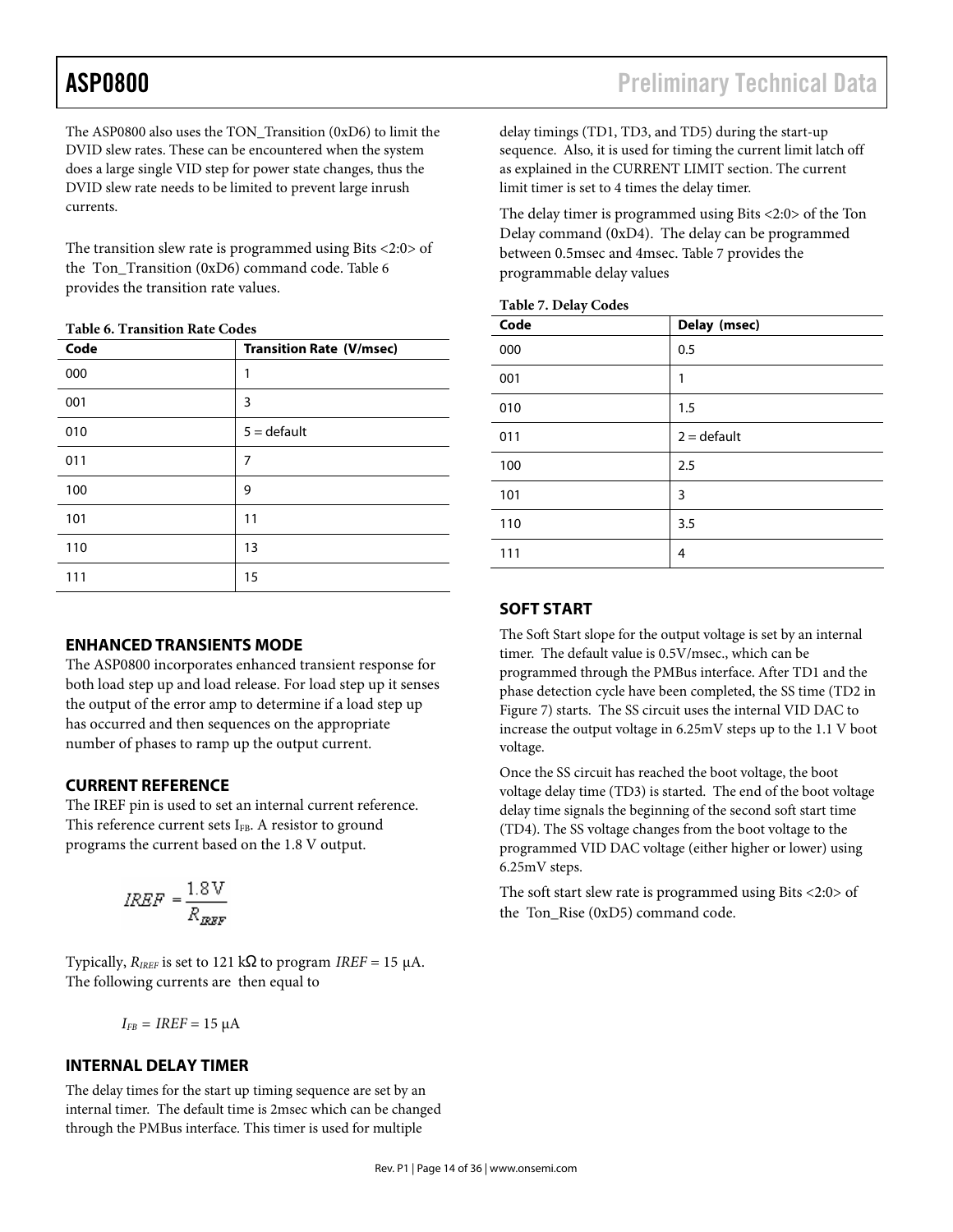The ASP0800 also uses the TON_Transition (0xD6) to limit the DVID slew rates. These can be encountered when the system does a large single VID step for power state changes, thus the DVID slew rate needs to be limited to prevent large inrush currents.

The transition slew rate is programmed using Bits <2:0> of the Ton_Transition (0xD6) command code. Table 6 provides the transition rate values.

**Table 6. Transition Rate Codes**

| Code | Transition Rate (V/msec) |
|---|---|
| 000 | 1 |
| 001 | 3 |
| 010 | 5 = default |
| 011 | 7 |
| 100 | 9 |
| 101 | 11 |
| 110 | 13 |
| 111 | 15 |

## ENHANCED TRANSIENTS MODE

The ASP0800 incorporates enhanced transient response for both load step up and load release. For load step up it senses the output of the error amp to determine if a load step up has occurred and then sequences on the appropriate number of phases to ramp up the output current.

## CURRENT REFERENCE

The IREF pin is used to set an internal current reference. This reference current sets $I_{FB}$. A resistor to ground programs the current based on the 1.8 V output.

$$IREF = \frac{1.8\,\text{V}}{R_{IREF}}$$

Typically, $R_{IREF}$ is set to 121 kΩ to program $IREF$ = 15 µA. The following currents are then equal to

$$I_{FB} = IREF = 15\ \mu\text{A}$$

## INTERNAL DELAY TIMER

The delay times for the start up timing sequence are set by an internal timer. The default time is 2msec which can be changed through the PMBus interface. This timer is used for multiple delay timings (TD1, TD3, and TD5) during the start-up sequence. Also, it is used for timing the current limit latch off as explained in the CURRENT LIMIT section. The current limit timer is set to 4 times the delay timer.

The delay timer is programmed using Bits <2:0> of the Ton Delay command (0xD4). The delay can be programmed between 0.5msec and 4msec. Table 7 provides the programmable delay values

**Table 7. Delay Codes**

| Code | Delay (msec) |
|---|---|
| 000 | 0.5 |
| 001 | 1 |
| 010 | 1.5 |
| 011 | 2 = default |
| 100 | 2.5 |
| 101 | 3 |
| 110 | 3.5 |
| 111 | 4 |

## SOFT START

The Soft Start slope for the output voltage is set by an internal timer. The default value is 0.5V/msec., which can be programmed through the PMBus interface. After TD1 and the phase detection cycle have been completed, the SS time (TD2 in Figure 7) starts. The SS circuit uses the internal VID DAC to increase the output voltage in 6.25mV steps up to the 1.1 V boot voltage.

Once the SS circuit has reached the boot voltage, the boot voltage delay time (TD3) is started. The end of the boot voltage delay time signals the beginning of the second soft start time (TD4). The SS voltage changes from the boot voltage to the programmed VID DAC voltage (either higher or lower) using 6.25mV steps.

The soft start slew rate is programmed using Bits <2:0> of the Ton_Rise (0xD5) command code.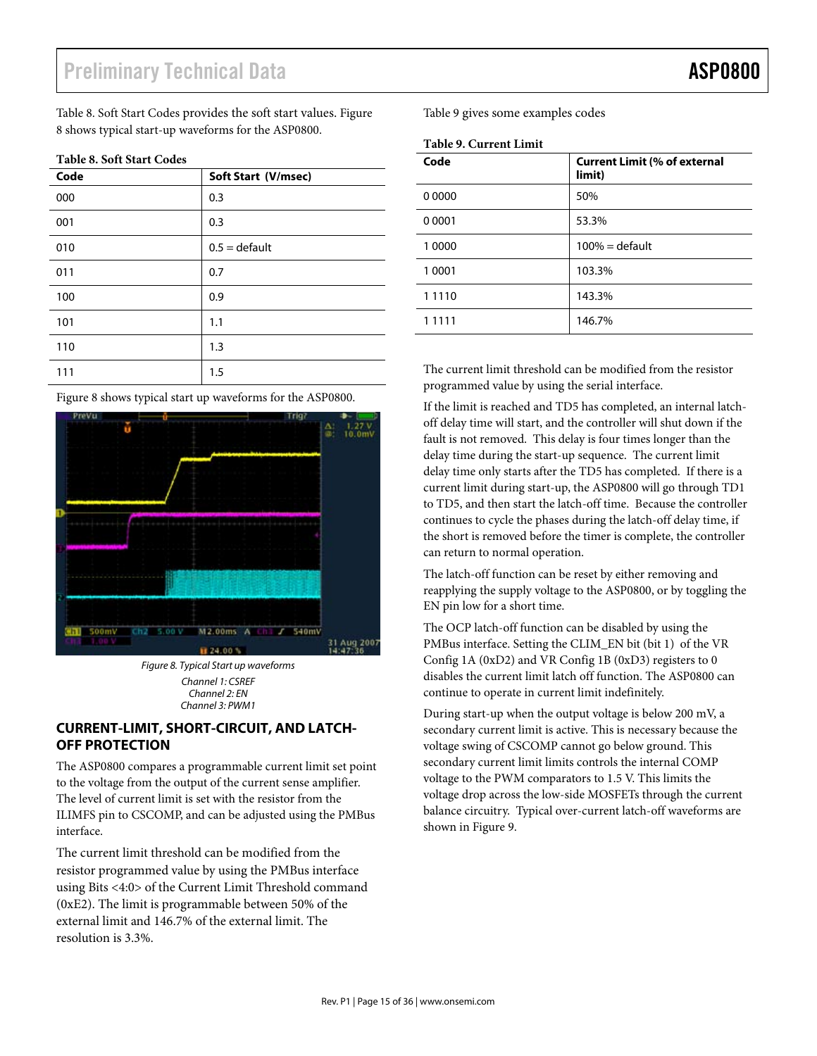Table 8. Soft Start Codes provides the soft start values. Figure 8 shows typical start-up waveforms for the ASP0800.

**Table 8. Soft Start Codes**

| Code | Soft Start (V/msec) |
|---|---|
| 000 | 0.3 |
| 001 | 0.3 |
| 010 | 0.5 = default |
| 011 | 0.7 |
| 100 | 0.9 |
| 101 | 1.1 |
| 110 | 1.3 |
| 111 | 1.5 |

Figure 8 shows typical start up waveforms for the ASP0800.

*Figure 8. Typical Start up waveforms*
*Channel 1: CSREF*
*Channel 2: EN*
*Channel 3: PWM1*

## CURRENT-LIMIT, SHORT-CIRCUIT, AND LATCH-OFF PROTECTION

The ASP0800 compares a programmable current limit set point to the voltage from the output of the current sense amplifier. The level of current limit is set with the resistor from the ILIMFS pin to CSCOMP, and can be adjusted using the PMBus interface.

The current limit threshold can be modified from the resistor programmed value by using the PMBus interface using Bits <4:0> of the Current Limit Threshold command (0xE2). The limit is programmable between 50% of the external limit and 146.7% of the external limit. The resolution is 3.3%.

Table 9 gives some examples codes

**Table 9. Current Limit**

| Code | Current Limit (% of external limit) |
|---|---|
| 0 0000 | 50% |
| 0 0001 | 53.3% |
| 1 0000 | 100% = default |
| 1 0001 | 103.3% |
| 1 1110 | 143.3% |
| 1 1111 | 146.7% |

The current limit threshold can be modified from the resistor programmed value by using the serial interface.

If the limit is reached and TD5 has completed, an internal latch-off delay time will start, and the controller will shut down if the fault is not removed. This delay is four times longer than the delay time during the start-up sequence. The current limit delay time only starts after the TD5 has completed. If there is a current limit during start-up, the ASP0800 will go through TD1 to TD5, and then start the latch-off time. Because the controller continues to cycle the phases during the latch-off delay time, if the short is removed before the timer is complete, the controller can return to normal operation.

The latch-off function can be reset by either removing and reapplying the supply voltage to the ASP0800, or by toggling the EN pin low for a short time.

The OCP latch-off function can be disabled by using the PMBus interface. Setting the CLIM_EN bit (bit 1) of the VR Config 1A (0xD2) and VR Config 1B (0xD3) registers to 0 disables the current limit latch off function. The ASP0800 can continue to operate in current limit indefinitely.

During start-up when the output voltage is below 200 mV, a secondary current limit is active. This is necessary because the voltage swing of CSCOMP cannot go below ground. This secondary current limit limits controls the internal COMP voltage to the PWM comparators to 1.5 V. This limits the voltage drop across the low-side MOSFETs through the current balance circuitry. Typical over-current latch-off waveforms are shown in Figure 9.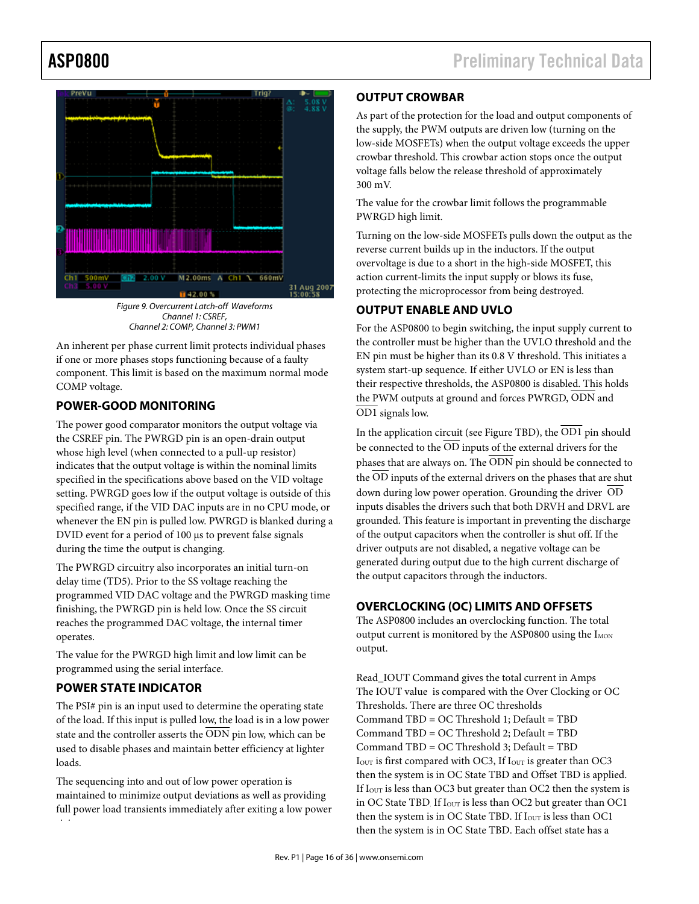Figure 9. Overcurrent Latch-off Waveforms
Channel 1: CSREF,
Channel 2: COMP, Channel 3: PWM1

An inherent per phase current limit protects individual phases if one or more phases stops functioning because of a faulty component. This limit is based on the maximum normal mode COMP voltage.

## POWER-GOOD MONITORING

The power good comparator monitors the output voltage via the CSREF pin. The PWRGD pin is an open-drain output whose high level (when connected to a pull-up resistor) indicates that the output voltage is within the nominal limits specified in the specifications above based on the VID voltage setting. PWRGD goes low if the output voltage is outside of this specified range, if the VID DAC inputs are in no CPU mode, or whenever the EN pin is pulled low. PWRGD is blanked during a DVID event for a period of 100 µs to prevent false signals during the time the output is changing.

The PWRGD circuitry also incorporates an initial turn-on delay time (TD5). Prior to the SS voltage reaching the programmed VID DAC voltage and the PWRGD masking time finishing, the PWRGD pin is held low. Once the SS circuit reaches the programmed DAC voltage, the internal timer operates.

The value for the PWRGD high limit and low limit can be programmed using the serial interface.

## POWER STATE INDICATOR

The PSI# pin is an input used to determine the operating state of the load. If this input is pulled low, the load is in a low power state and the controller asserts the $\overline{ODN}$ pin low, which can be used to disable phases and maintain better efficiency at lighter loads.

The sequencing into and out of low power operation is maintained to minimize output deviations as well as providing full power load transients immediately after exiting a low power

## OUTPUT CROWBAR

As part of the protection for the load and output components of the supply, the PWM outputs are driven low (turning on the low-side MOSFETs) when the output voltage exceeds the upper crowbar threshold. This crowbar action stops once the output voltage falls below the release threshold of approximately 300 mV.

The value for the crowbar limit follows the programmable PWRGD high limit.

Turning on the low-side MOSFETs pulls down the output as the reverse current builds up in the inductors. If the output overvoltage is due to a short in the high-side MOSFET, this action current-limits the input supply or blows its fuse, protecting the microprocessor from being destroyed.

## OUTPUT ENABLE AND UVLO

For the ASP0800 to begin switching, the input supply current to the controller must be higher than the UVLO threshold and the EN pin must be higher than its 0.8 V threshold. This initiates a system start-up sequence. If either UVLO or EN is less than their respective thresholds, the ASP0800 is disabled. This holds the PWM outputs at ground and forces PWRGD, $\overline{ODN}$ and $\overline{OD1}$ signals low.

In the application circuit (see Figure TBD), the $\overline{OD1}$ pin should be connected to the $\overline{OD}$ inputs of the external drivers for the phases that are always on. The $\overline{ODN}$ pin should be connected to the $\overline{OD}$ inputs of the external drivers on the phases that are shut down during low power operation. Grounding the driver $\overline{OD}$ inputs disables the drivers such that both DRVH and DRVL are grounded. This feature is important in preventing the discharge of the output capacitors when the controller is shut off. If the driver outputs are not disabled, a negative voltage can be generated during output due to the high current discharge of the output capacitors through the inductors.

## OVERCLOCKING (OC) LIMITS AND OFFSETS

The ASP0800 includes an overclocking function. The total output current is monitored by the ASP0800 using the $I_{MON}$ output.

Read_IOUT Command gives the total current in Amps
The IOUT value is compared with the Over Clocking or OC Thresholds. There are three OC thresholds
Command TBD = OC Threshold 1; Default = TBD
Command TBD = OC Threshold 2; Default = TBD
Command TBD = OC Threshold 3; Default = TBD
$I_{OUT}$ is first compared with OC3, If $I_{OUT}$ is greater than OC3 then the system is in OC State TBD and Offset TBD is applied. If $I_{OUT}$ is less than OC3 but greater than OC2 then the system is in OC State TBD. If $I_{OUT}$ is less than OC2 but greater than OC1 then the system is in OC State TBD. If $I_{OUT}$ is less than OC1 then the system is in OC State TBD. Each offset state has a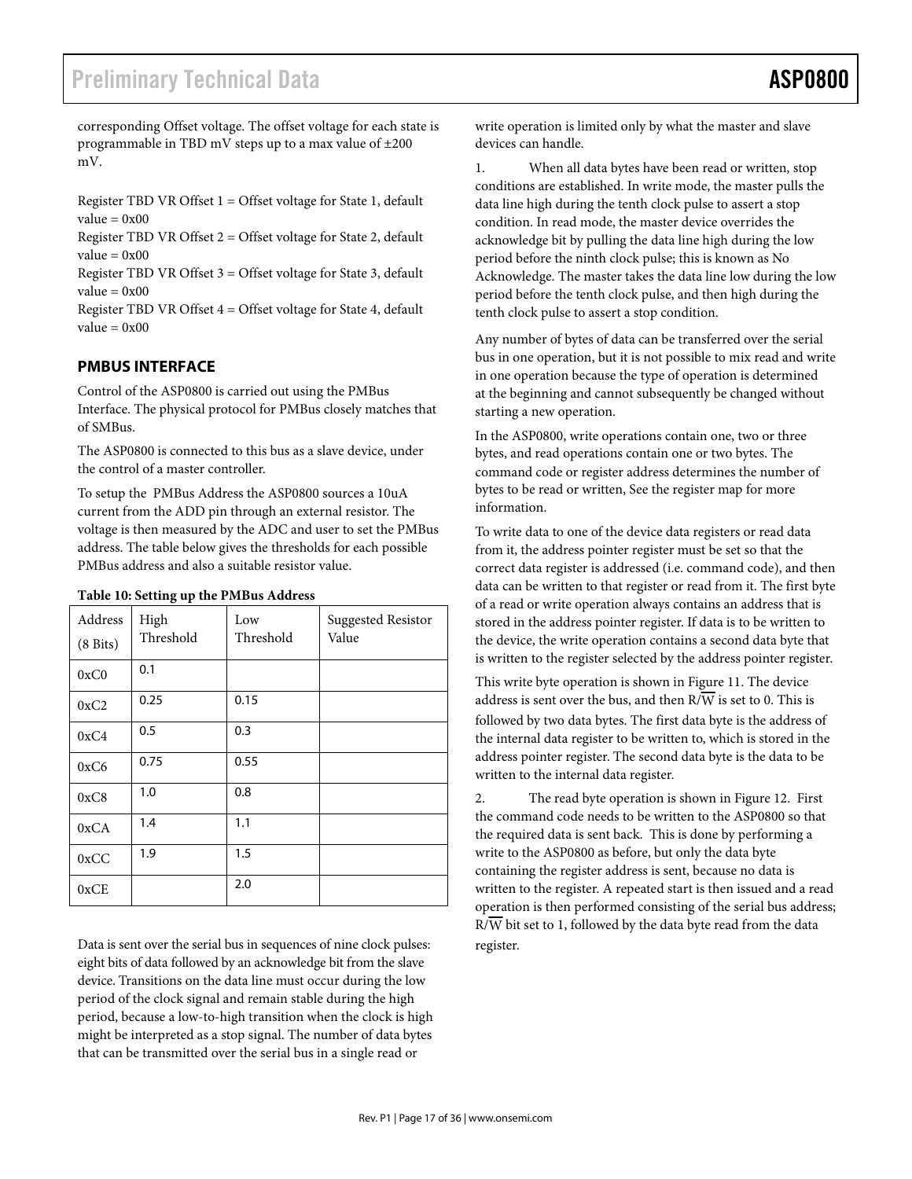corresponding Offset voltage. The offset voltage for each state is programmable in TBD mV steps up to a max value of ±200 mV.

Register TBD VR Offset 1 = Offset voltage for State 1, default value = 0x00
Register TBD VR Offset 2 = Offset voltage for State 2, default value = 0x00
Register TBD VR Offset 3 = Offset voltage for State 3, default value = 0x00
Register TBD VR Offset 4 = Offset voltage for State 4, default value = 0x00

## PMBUS INTERFACE

Control of the ASP0800 is carried out using the PMBus Interface. The physical protocol for PMBus closely matches that of SMBus.

The ASP0800 is connected to this bus as a slave device, under the control of a master controller.

To setup the PMBus Address the ASP0800 sources a 10uA current from the ADD pin through an external resistor. The voltage is then measured by the ADC and user to set the PMBus address. The table below gives the thresholds for each possible PMBus address and also a suitable resistor value.

**Table 10: Setting up the PMBus Address**

| Address (8 Bits) | High Threshold | Low Threshold | Suggested Resistor Value |
|---|---|---|---|
| 0xC0 | 0.1 | | |
| 0xC2 | 0.25 | 0.15 | |
| 0xC4 | 0.5 | 0.3 | |
| 0xC6 | 0.75 | 0.55 | |
| 0xC8 | 1.0 | 0.8 | |
| 0xCA | 1.4 | 1.1 | |
| 0xCC | 1.9 | 1.5 | |
| 0xCE | | 2.0 | |

Data is sent over the serial bus in sequences of nine clock pulses: eight bits of data followed by an acknowledge bit from the slave device. Transitions on the data line must occur during the low period of the clock signal and remain stable during the high period, because a low-to-high transition when the clock is high might be interpreted as a stop signal. The number of data bytes that can be transmitted over the serial bus in a single read or write operation is limited only by what the master and slave devices can handle.

1. When all data bytes have been read or written, stop conditions are established. In write mode, the master pulls the data line high during the tenth clock pulse to assert a stop condition. In read mode, the master device overrides the acknowledge bit by pulling the data line high during the low period before the ninth clock pulse; this is known as No Acknowledge. The master takes the data line low during the low period before the tenth clock pulse, and then high during the tenth clock pulse to assert a stop condition.

Any number of bytes of data can be transferred over the serial bus in one operation, but it is not possible to mix read and write in one operation because the type of operation is determined at the beginning and cannot subsequently be changed without starting a new operation.

In the ASP0800, write operations contain one, two or three bytes, and read operations contain one or two bytes. The command code or register address determines the number of bytes to be read or written, See the register map for more information.

To write data to one of the device data registers or read data from it, the address pointer register must be set so that the correct data register is addressed (i.e. command code), and then data can be written to that register or read from it. The first byte of a read or write operation always contains an address that is stored in the address pointer register. If data is to be written to the device, the write operation contains a second data byte that is written to the register selected by the address pointer register.

This write byte operation is shown in Figure 11. The device address is sent over the bus, and then $R/\overline{W}$ is set to 0. This is followed by two data bytes. The first data byte is the address of the internal data register to be written to, which is stored in the address pointer register. The second data byte is the data to be written to the internal data register.

2. The read byte operation is shown in Figure 12. First the command code needs to be written to the ASP0800 so that the required data is sent back. This is done by performing a write to the ASP0800 as before, but only the data byte containing the register address is sent, because no data is written to the register. A repeated start is then issued and a read operation is then performed consisting of the serial bus address; $R/\overline{W}$ bit set to 1, followed by the data byte read from the data register.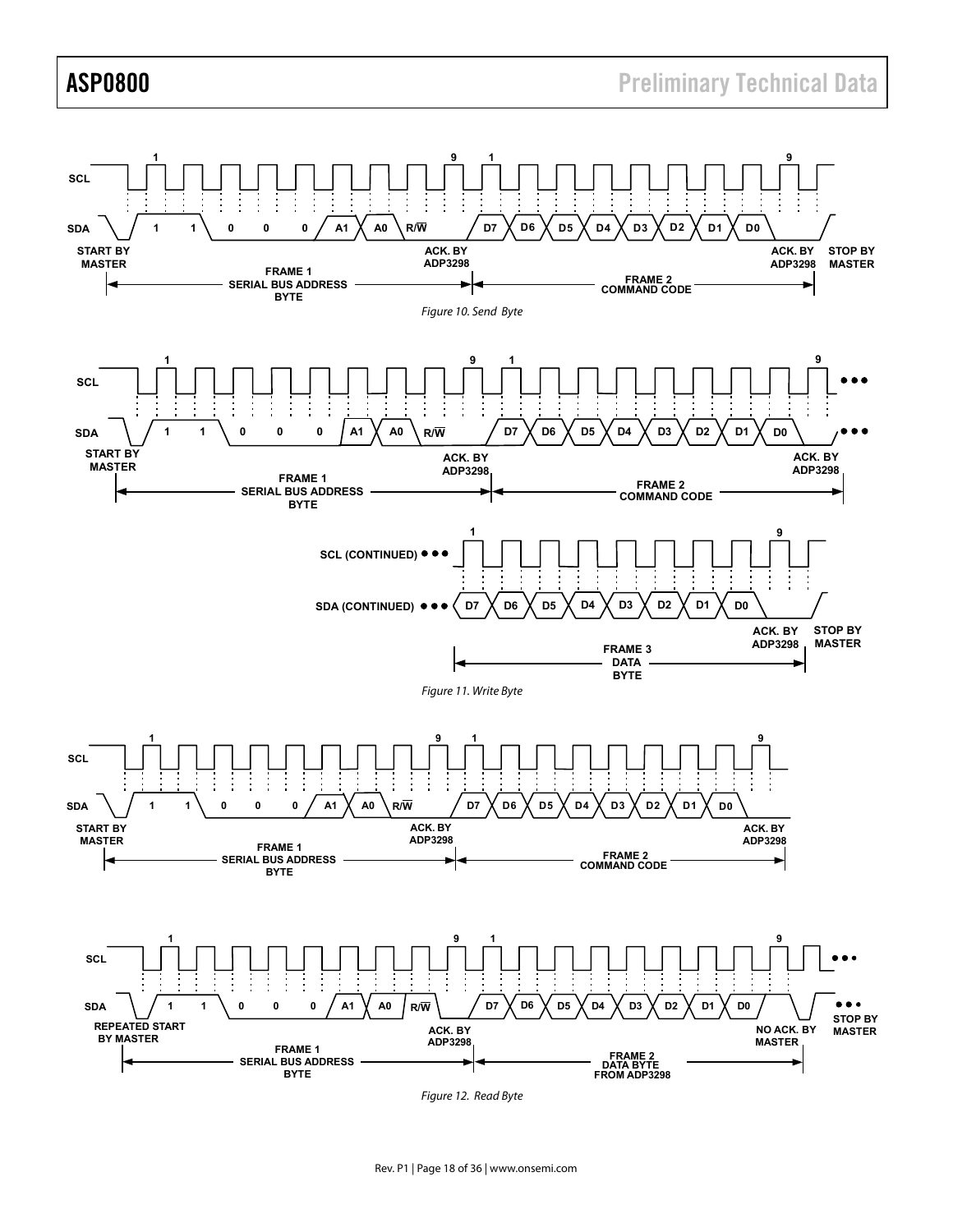Figure 10. Send Byte

Figure 11. Write Byte

Figure 12. Read Byte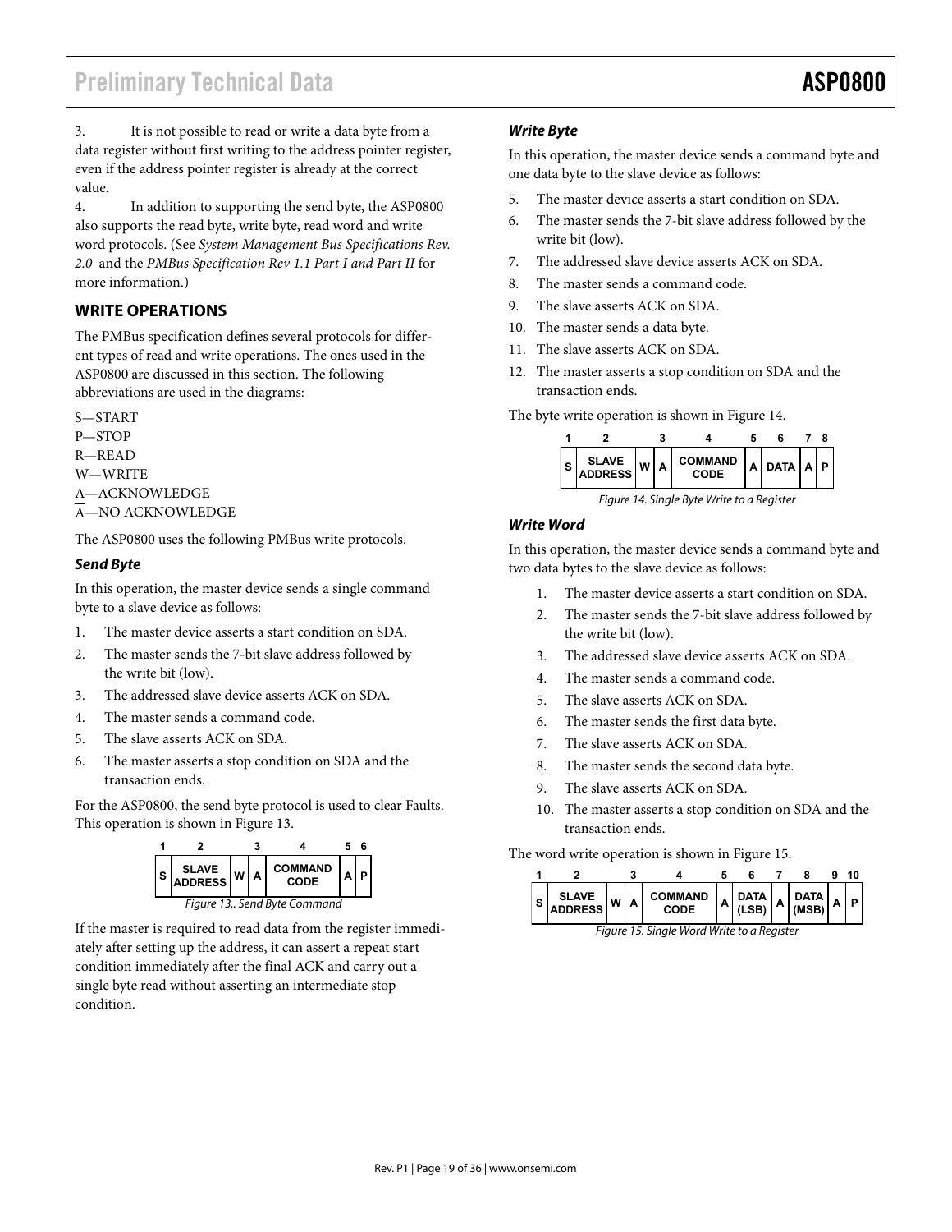3. It is not possible to read or write a data byte from a data register without first writing to the address pointer register, even if the address pointer register is already at the correct value.

4. In addition to supporting the send byte, the ASP0800 also supports the read byte, write byte, read word and write word protocols. (See *System Management Bus Specifications Rev. 2.0* and the *PMBus Specification Rev 1.1 Part I and Part II* for more information.)

## WRITE OPERATIONS

The PMBus specification defines several protocols for different types of read and write operations. The ones used in the ASP0800 are discussed in this section. The following abbreviations are used in the diagrams:

S—START
P—STOP
R—READ
W—WRITE
A—ACKNOWLEDGE
$\overline{\text{A}}$—NO ACKNOWLEDGE

The ASP0800 uses the following PMBus write protocols.

### *Send Byte*

In this operation, the master device sends a single command byte to a slave device as follows:

1. The master device asserts a start condition on SDA.
2. The master sends the 7-bit slave address followed by the write bit (low).
3. The addressed slave device asserts ACK on SDA.
4. The master sends a command code.
5. The slave asserts ACK on SDA.
6. The master asserts a stop condition on SDA and the transaction ends.

For the ASP0800, the send byte protocol is used to clear Faults. This operation is shown in Figure 13.

| 1 | 2 | | 3 | 4 | 5 | 6 |
|---|---|---|---|---|---|---|
| S | SLAVE ADDRESS | W | A | COMMAND CODE | A | P |

*Figure 13.. Send Byte Command*

If the master is required to read data from the register immediately after setting up the address, it can assert a repeat start condition immediately after the final ACK and carry out a single byte read without asserting an intermediate stop condition.

### *Write Byte*

In this operation, the master device sends a command byte and one data byte to the slave device as follows:

5. The master device asserts a start condition on SDA.
6. The master sends the 7-bit slave address followed by the write bit (low).
7. The addressed slave device asserts ACK on SDA.
8. The master sends a command code.
9. The slave asserts ACK on SDA.
10. The master sends a data byte.
11. The slave asserts ACK on SDA.
12. The master asserts a stop condition on SDA and the transaction ends.

The byte write operation is shown in Figure 14.

| 1 | 2 | | 3 | 4 | 5 | 6 | 7 | 8 |
|---|---|---|---|---|---|---|---|---|
| S | SLAVE ADDRESS | W | A | COMMAND CODE | A | DATA | A | P |

*Figure 14. Single Byte Write to a Register*

### *Write Word*

In this operation, the master device sends a command byte and two data bytes to the slave device as follows:

1. The master device asserts a start condition on SDA.
2. The master sends the 7-bit slave address followed by the write bit (low).
3. The addressed slave device asserts ACK on SDA.
4. The master sends a command code.
5. The slave asserts ACK on SDA.
6. The master sends the first data byte.
7. The slave asserts ACK on SDA.
8. The master sends the second data byte.
9. The slave asserts ACK on SDA.
10. The master asserts a stop condition on SDA and the transaction ends.

The word write operation is shown in Figure 15.

| 1 | 2 | | 3 | 4 | 5 | 6 | 7 | 8 | 9 | 10 |
|---|---|---|---|---|---|---|---|---|---|---|
| S | SLAVE ADDRESS | W | A | COMMAND CODE | A | DATA (LSB) | A | DATA (MSB) | A | P |

*Figure 15. Single Word Write to a Register*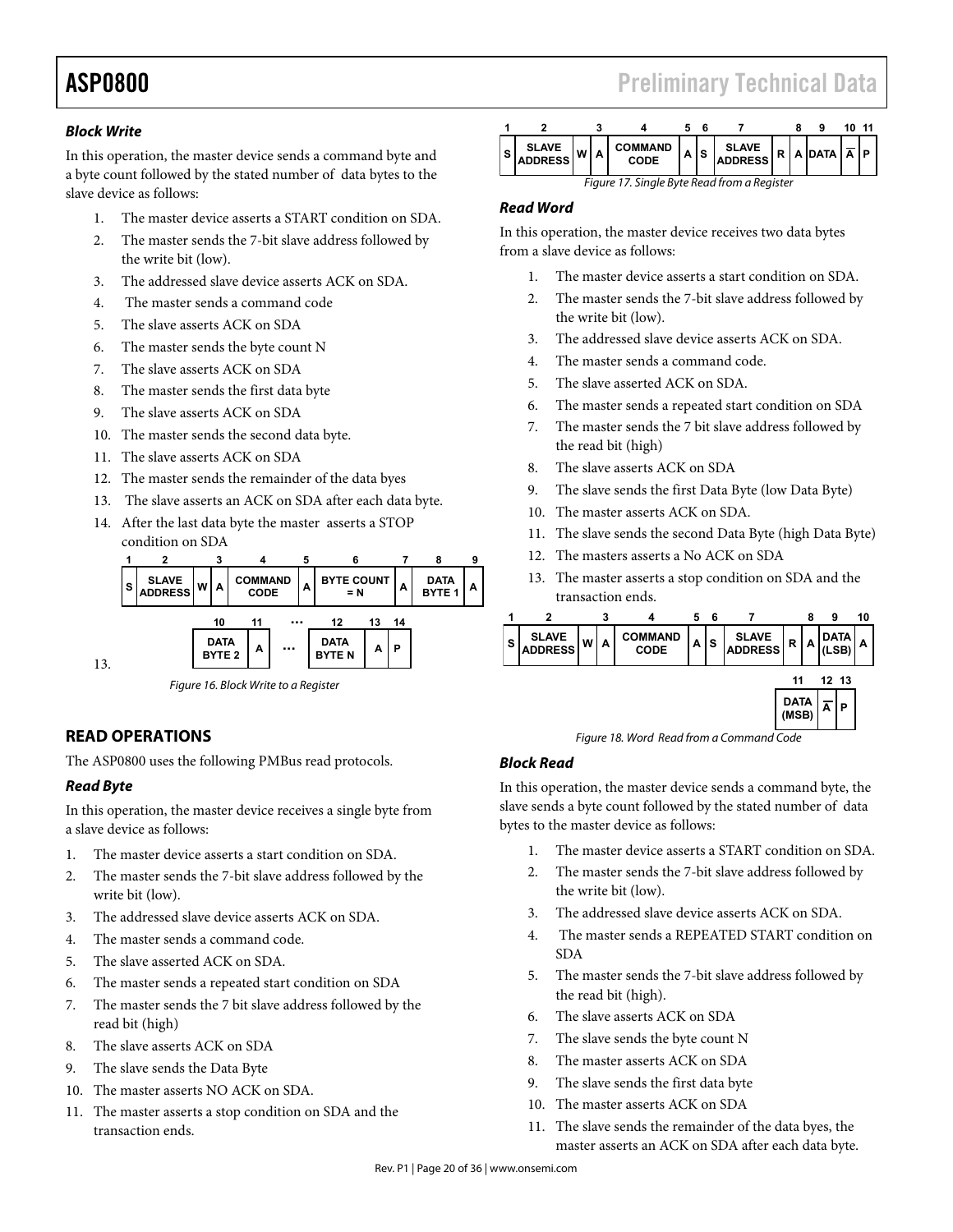### *Block Write*

In this operation, the master device sends a command byte and a byte count followed by the stated number of data bytes to the slave device as follows:

1. The master device asserts a START condition on SDA.
2. The master sends the 7-bit slave address followed by the write bit (low).
3. The addressed slave device asserts ACK on SDA.
4. The master sends a command code
5. The slave asserts ACK on SDA
6. The master sends the byte count N
7. The slave asserts ACK on SDA
8. The master sends the first data byte
9. The slave asserts ACK on SDA
10. The master sends the second data byte.
11. The slave asserts ACK on SDA
12. The master sends the remainder of the data byes
13. The slave asserts an ACK on SDA after each data byte.
14. After the last data byte the master asserts a STOP condition on SDA

| 1 | 2 | | 3 | 4 | 5 | 6 | 7 | 8 | 9 |
|---|---|---|---|---|---|---|---|---|---|
| S | SLAVE ADDRESS | W | A | COMMAND CODE | A | BYTE COUNT = N | A | DATA BYTE 1 | A |

| 10 | 11 | … | 12 | 13 | 14 |
|---|---|---|---|---|---|
| DATA BYTE 2 | A | … | DATA BYTE N | A | P |

13.

*Figure 16. Block Write to a Register*

## READ OPERATIONS

The ASP0800 uses the following PMBus read protocols.

### *Read Byte*

In this operation, the master device receives a single byte from a slave device as follows:

1. The master device asserts a start condition on SDA.
2. The master sends the 7-bit slave address followed by the write bit (low).
3. The addressed slave device asserts ACK on SDA.
4. The master sends a command code.
5. The slave asserted ACK on SDA.
6. The master sends a repeated start condition on SDA
7. The master sends the 7 bit slave address followed by the read bit (high)
8. The slave asserts ACK on SDA
9. The slave sends the Data Byte
10. The master asserts NO ACK on SDA.
11. The master asserts a stop condition on SDA and the transaction ends.

| 1 | 2 | | 3 | 4 | 5 | 6 | 7 | | 8 | 9 | 10 | 11 |
|---|---|---|---|---|---|---|---|---|---|---|---|---|
| S | SLAVE ADDRESS | W | A | COMMAND CODE | A | S | SLAVE ADDRESS | R | A | DATA | $\overline{A}$ | P |

*Figure 17. Single Byte Read from a Register*

### *Read Word*

In this operation, the master device receives two data bytes from a slave device as follows:

1. The master device asserts a start condition on SDA.
2. The master sends the 7-bit slave address followed by the write bit (low).
3. The addressed slave device asserts ACK on SDA.
4. The master sends a command code.
5. The slave asserted ACK on SDA.
6. The master sends a repeated start condition on SDA
7. The master sends the 7 bit slave address followed by the read bit (high)
8. The slave asserts ACK on SDA
9. The slave sends the first Data Byte (low Data Byte)
10. The master asserts ACK on SDA.
11. The slave sends the second Data Byte (high Data Byte)
12. The masters asserts a No ACK on SDA
13. The master asserts a stop condition on SDA and the transaction ends.

| 1 | 2 | | 3 | 4 | 5 | 6 | 7 | | 8 | 9 | 10 |
|---|---|---|---|---|---|---|---|---|---|---|---|
| S | SLAVE ADDRESS | W | A | COMMAND CODE | A | S | SLAVE ADDRESS | R | A | DATA (LSB) | A |

| 11 | 12 | 13 |
|---|---|---|
| DATA (MSB) | $\overline{A}$ | P |

*Figure 18. Word Read from a Command Code*

### *Block Read*

In this operation, the master device sends a command byte, the slave sends a byte count followed by the stated number of data bytes to the master device as follows:

1. The master device asserts a START condition on SDA.
2. The master sends the 7-bit slave address followed by the write bit (low).
3. The addressed slave device asserts ACK on SDA.
4. The master sends a REPEATED START condition on SDA
5. The master sends the 7-bit slave address followed by the read bit (high).
6. The slave asserts ACK on SDA
7. The slave sends the byte count N
8. The master asserts ACK on SDA
9. The slave sends the first data byte
10. The master asserts ACK on SDA
11. The slave sends the remainder of the data byes, the master asserts an ACK on SDA after each data byte.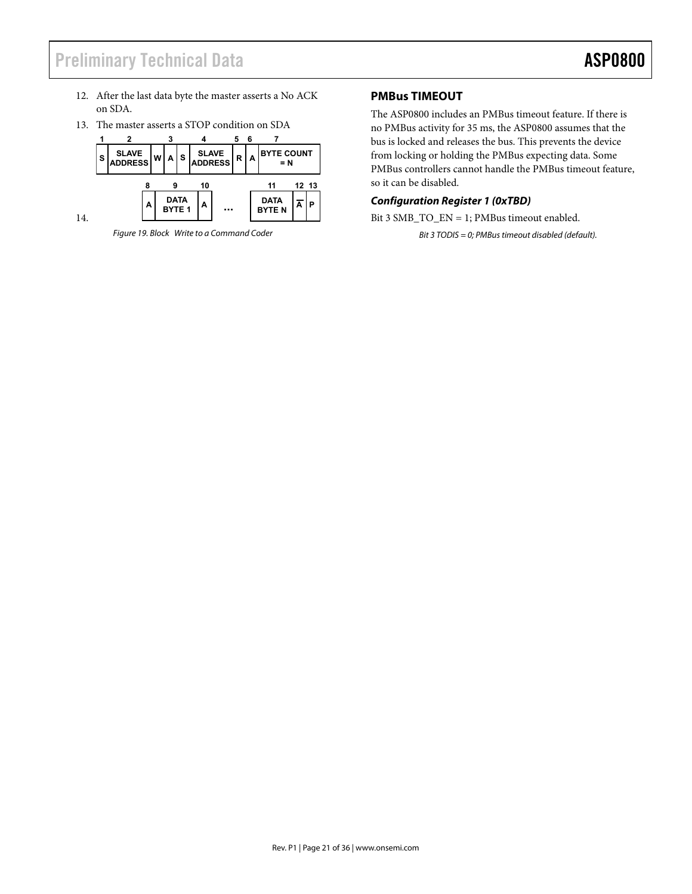12. After the last data byte the master asserts a No ACK on SDA.
13. The master asserts a STOP condition on SDA
14.

| 1 | 2 | | 3 | | 4 | 5 | 6 | 7 |
|---|---|---|---|---|---|---|---|---|
| S | SLAVE ADDRESS | W | A | S | SLAVE ADDRESS | R | A | BYTE COUNT = N |

| 8 | 9 | 10 | | 11 | 12 | 13 |
|---|---|---|---|---|---|---|
| A | DATA BYTE 1 | A | … | DATA BYTE N | $\overline{A}$ | P |

*Figure 19. Block Write to a Command Coder*

## PMBus TIMEOUT

The ASP0800 includes an PMBus timeout feature. If there is no PMBus activity for 35 ms, the ASP0800 assumes that the bus is locked and releases the bus. This prevents the device from locking or holding the PMBus expecting data. Some PMBus controllers cannot handle the PMBus timeout feature, so it can be disabled.

### *Configuration Register 1 (0xTBD)*

Bit 3 SMB_TO_EN = 1; PMBus timeout enabled.

*Bit 3 TODIS = 0; PMBus timeout disabled (default).*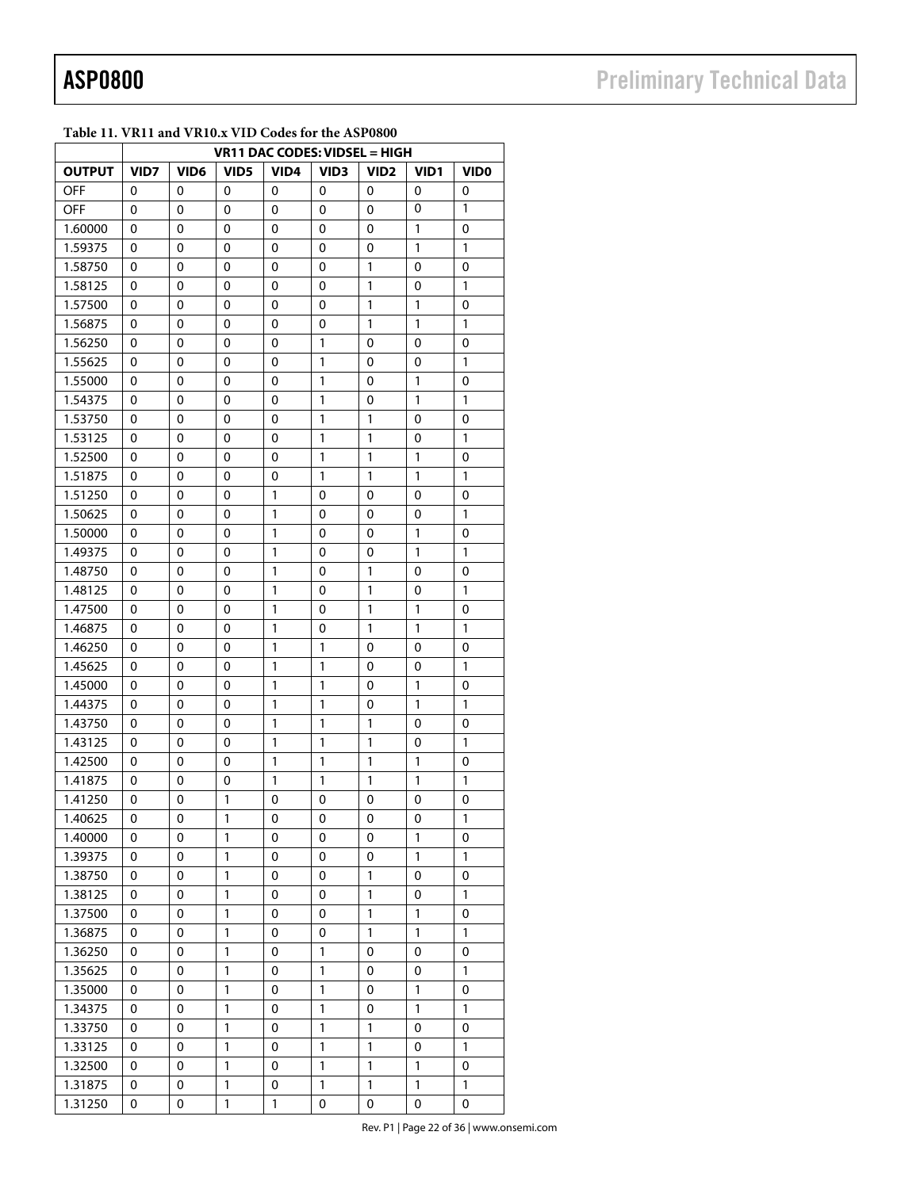**Table 11. VR11 and VR10.x VID Codes for the ASP0800**

| | VR11 DAC CODES: VIDSEL = HIGH | | | | | | | |
|---|---|---|---|---|---|---|---|---|
| OUTPUT | VID7 | VID6 | VID5 | VID4 | VID3 | VID2 | VID1 | VID0 |
| OFF | 0 | 0 | 0 | 0 | 0 | 0 | 0 | 0 |
| OFF | 0 | 0 | 0 | 0 | 0 | 0 | 0 | 1 |
| 1.60000 | 0 | 0 | 0 | 0 | 0 | 0 | 1 | 0 |
| 1.59375 | 0 | 0 | 0 | 0 | 0 | 0 | 1 | 1 |
| 1.58750 | 0 | 0 | 0 | 0 | 0 | 1 | 0 | 0 |
| 1.58125 | 0 | 0 | 0 | 0 | 0 | 1 | 0 | 1 |
| 1.57500 | 0 | 0 | 0 | 0 | 0 | 1 | 1 | 0 |
| 1.56875 | 0 | 0 | 0 | 0 | 0 | 1 | 1 | 1 |
| 1.56250 | 0 | 0 | 0 | 0 | 1 | 0 | 0 | 0 |
| 1.55625 | 0 | 0 | 0 | 0 | 1 | 0 | 0 | 1 |
| 1.55000 | 0 | 0 | 0 | 0 | 1 | 0 | 1 | 0 |
| 1.54375 | 0 | 0 | 0 | 0 | 1 | 0 | 1 | 1 |
| 1.53750 | 0 | 0 | 0 | 0 | 1 | 1 | 0 | 0 |
| 1.53125 | 0 | 0 | 0 | 0 | 1 | 1 | 0 | 1 |
| 1.52500 | 0 | 0 | 0 | 0 | 1 | 1 | 1 | 0 |
| 1.51875 | 0 | 0 | 0 | 0 | 1 | 1 | 1 | 1 |
| 1.51250 | 0 | 0 | 0 | 1 | 0 | 0 | 0 | 0 |
| 1.50625 | 0 | 0 | 0 | 1 | 0 | 0 | 0 | 1 |
| 1.50000 | 0 | 0 | 0 | 1 | 0 | 0 | 1 | 0 |
| 1.49375 | 0 | 0 | 0 | 1 | 0 | 0 | 1 | 1 |
| 1.48750 | 0 | 0 | 0 | 1 | 0 | 1 | 0 | 0 |
| 1.48125 | 0 | 0 | 0 | 1 | 0 | 1 | 0 | 1 |
| 1.47500 | 0 | 0 | 0 | 1 | 0 | 1 | 1 | 0 |
| 1.46875 | 0 | 0 | 0 | 1 | 0 | 1 | 1 | 1 |
| 1.46250 | 0 | 0 | 0 | 1 | 1 | 0 | 0 | 0 |
| 1.45625 | 0 | 0 | 0 | 1 | 1 | 0 | 0 | 1 |
| 1.45000 | 0 | 0 | 0 | 1 | 1 | 0 | 1 | 0 |
| 1.44375 | 0 | 0 | 0 | 1 | 1 | 0 | 1 | 1 |
| 1.43750 | 0 | 0 | 0 | 1 | 1 | 1 | 0 | 0 |
| 1.43125 | 0 | 0 | 0 | 1 | 1 | 1 | 0 | 1 |
| 1.42500 | 0 | 0 | 0 | 1 | 1 | 1 | 1 | 0 |
| 1.41875 | 0 | 0 | 0 | 1 | 1 | 1 | 1 | 1 |
| 1.41250 | 0 | 0 | 1 | 0 | 0 | 0 | 0 | 0 |
| 1.40625 | 0 | 0 | 1 | 0 | 0 | 0 | 0 | 1 |
| 1.40000 | 0 | 0 | 1 | 0 | 0 | 0 | 1 | 0 |
| 1.39375 | 0 | 0 | 1 | 0 | 0 | 0 | 1 | 1 |
| 1.38750 | 0 | 0 | 1 | 0 | 0 | 1 | 0 | 0 |
| 1.38125 | 0 | 0 | 1 | 0 | 0 | 1 | 0 | 1 |
| 1.37500 | 0 | 0 | 1 | 0 | 0 | 1 | 1 | 0 |
| 1.36875 | 0 | 0 | 1 | 0 | 0 | 1 | 1 | 1 |
| 1.36250 | 0 | 0 | 1 | 0 | 1 | 0 | 0 | 0 |
| 1.35625 | 0 | 0 | 1 | 0 | 1 | 0 | 0 | 1 |
| 1.35000 | 0 | 0 | 1 | 0 | 1 | 0 | 1 | 0 |
| 1.34375 | 0 | 0 | 1 | 0 | 1 | 0 | 1 | 1 |
| 1.33750 | 0 | 0 | 1 | 0 | 1 | 1 | 0 | 0 |
| 1.33125 | 0 | 0 | 1 | 0 | 1 | 1 | 0 | 1 |
| 1.32500 | 0 | 0 | 1 | 0 | 1 | 1 | 1 | 0 |
| 1.31875 | 0 | 0 | 1 | 0 | 1 | 1 | 1 | 1 |
| 1.31250 | 0 | 0 | 1 | 1 | 0 | 0 | 0 | 0 |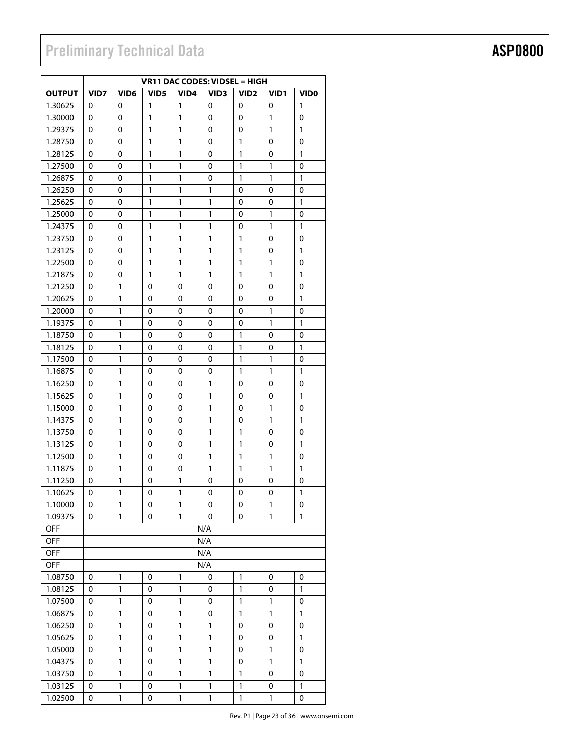| | VR11 DAC CODES: VIDSEL = HIGH | | | | | | | |
|---|---|---|---|---|---|---|---|---|
| OUTPUT | VID7 | VID6 | VID5 | VID4 | VID3 | VID2 | VID1 | VID0 |
| 1.30625 | 0 | 0 | 1 | 1 | 0 | 0 | 0 | 1 |
| 1.30000 | 0 | 0 | 1 | 1 | 0 | 0 | 1 | 0 |
| 1.29375 | 0 | 0 | 1 | 1 | 0 | 0 | 1 | 1 |
| 1.28750 | 0 | 0 | 1 | 1 | 0 | 1 | 0 | 0 |
| 1.28125 | 0 | 0 | 1 | 1 | 0 | 1 | 0 | 1 |
| 1.27500 | 0 | 0 | 1 | 1 | 0 | 1 | 1 | 0 |
| 1.26875 | 0 | 0 | 1 | 1 | 0 | 1 | 1 | 1 |
| 1.26250 | 0 | 0 | 1 | 1 | 1 | 0 | 0 | 0 |
| 1.25625 | 0 | 0 | 1 | 1 | 1 | 0 | 0 | 1 |
| 1.25000 | 0 | 0 | 1 | 1 | 1 | 0 | 1 | 0 |
| 1.24375 | 0 | 0 | 1 | 1 | 1 | 0 | 1 | 1 |
| 1.23750 | 0 | 0 | 1 | 1 | 1 | 1 | 0 | 0 |
| 1.23125 | 0 | 0 | 1 | 1 | 1 | 1 | 0 | 1 |
| 1.22500 | 0 | 0 | 1 | 1 | 1 | 1 | 1 | 0 |
| 1.21875 | 0 | 0 | 1 | 1 | 1 | 1 | 1 | 1 |
| 1.21250 | 0 | 1 | 0 | 0 | 0 | 0 | 0 | 0 |
| 1.20625 | 0 | 1 | 0 | 0 | 0 | 0 | 0 | 1 |
| 1.20000 | 0 | 1 | 0 | 0 | 0 | 0 | 1 | 0 |
| 1.19375 | 0 | 1 | 0 | 0 | 0 | 0 | 1 | 1 |
| 1.18750 | 0 | 1 | 0 | 0 | 0 | 1 | 0 | 0 |
| 1.18125 | 0 | 1 | 0 | 0 | 0 | 1 | 0 | 1 |
| 1.17500 | 0 | 1 | 0 | 0 | 0 | 1 | 1 | 0 |
| 1.16875 | 0 | 1 | 0 | 0 | 0 | 1 | 1 | 1 |
| 1.16250 | 0 | 1 | 0 | 0 | 1 | 0 | 0 | 0 |
| 1.15625 | 0 | 1 | 0 | 0 | 1 | 0 | 0 | 1 |
| 1.15000 | 0 | 1 | 0 | 0 | 1 | 0 | 1 | 0 |
| 1.14375 | 0 | 1 | 0 | 0 | 1 | 0 | 1 | 1 |
| 1.13750 | 0 | 1 | 0 | 0 | 1 | 1 | 0 | 0 |
| 1.13125 | 0 | 1 | 0 | 0 | 1 | 1 | 0 | 1 |
| 1.12500 | 0 | 1 | 0 | 0 | 1 | 1 | 1 | 0 |
| 1.11875 | 0 | 1 | 0 | 0 | 1 | 1 | 1 | 1 |
| 1.11250 | 0 | 1 | 0 | 1 | 0 | 0 | 0 | 0 |
| 1.10625 | 0 | 1 | 0 | 1 | 0 | 0 | 0 | 1 |
| 1.10000 | 0 | 1 | 0 | 1 | 0 | 0 | 1 | 0 |
| 1.09375 | 0 | 1 | 0 | 1 | 0 | 0 | 1 | 1 |
| OFF | N/A | | | | | | | |
| OFF | N/A | | | | | | | |
| OFF | N/A | | | | | | | |
| OFF | N/A | | | | | | | |
| 1.08750 | 0 | 1 | 0 | 1 | 0 | 1 | 0 | 0 |
| 1.08125 | 0 | 1 | 0 | 1 | 0 | 1 | 0 | 1 |
| 1.07500 | 0 | 1 | 0 | 1 | 0 | 1 | 1 | 0 |
| 1.06875 | 0 | 1 | 0 | 1 | 0 | 1 | 1 | 1 |
| 1.06250 | 0 | 1 | 0 | 1 | 1 | 0 | 0 | 0 |
| 1.05625 | 0 | 1 | 0 | 1 | 1 | 0 | 0 | 1 |
| 1.05000 | 0 | 1 | 0 | 1 | 1 | 0 | 1 | 0 |
| 1.04375 | 0 | 1 | 0 | 1 | 1 | 0 | 1 | 1 |
| 1.03750 | 0 | 1 | 0 | 1 | 1 | 1 | 0 | 0 |
| 1.03125 | 0 | 1 | 0 | 1 | 1 | 1 | 0 | 1 |
| 1.02500 | 0 | 1 | 0 | 1 | 1 | 1 | 1 | 0 |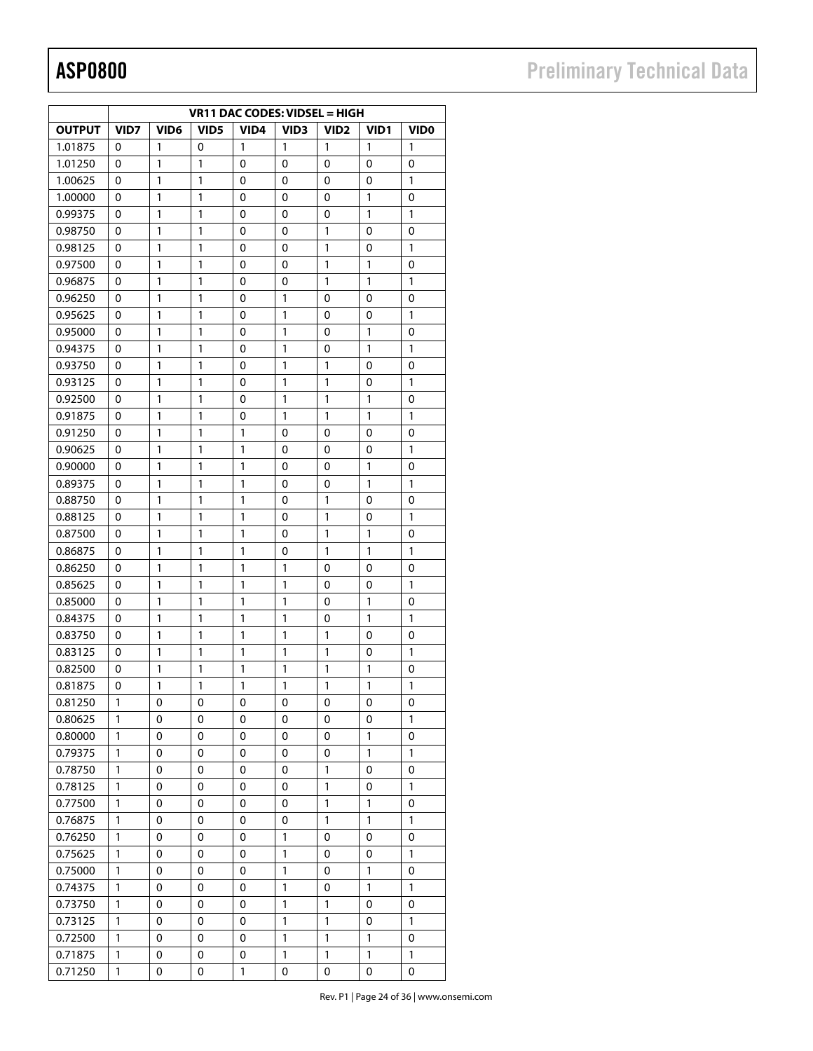| | VR11 DAC CODES: VIDSEL = HIGH | | | | | | | |
|---|---|---|---|---|---|---|---|---|
| OUTPUT | VID7 | VID6 | VID5 | VID4 | VID3 | VID2 | VID1 | VID0 |
| 1.01875 | 0 | 1 | 0 | 1 | 1 | 1 | 1 | 1 |
| 1.01250 | 0 | 1 | 1 | 0 | 0 | 0 | 0 | 0 |
| 1.00625 | 0 | 1 | 1 | 0 | 0 | 0 | 0 | 1 |
| 1.00000 | 0 | 1 | 1 | 0 | 0 | 0 | 1 | 0 |
| 0.99375 | 0 | 1 | 1 | 0 | 0 | 0 | 1 | 1 |
| 0.98750 | 0 | 1 | 1 | 0 | 0 | 1 | 0 | 0 |
| 0.98125 | 0 | 1 | 1 | 0 | 0 | 1 | 0 | 1 |
| 0.97500 | 0 | 1 | 1 | 0 | 0 | 1 | 1 | 0 |
| 0.96875 | 0 | 1 | 1 | 0 | 0 | 1 | 1 | 1 |
| 0.96250 | 0 | 1 | 1 | 0 | 1 | 0 | 0 | 0 |
| 0.95625 | 0 | 1 | 1 | 0 | 1 | 0 | 0 | 1 |
| 0.95000 | 0 | 1 | 1 | 0 | 1 | 0 | 1 | 0 |
| 0.94375 | 0 | 1 | 1 | 0 | 1 | 0 | 1 | 1 |
| 0.93750 | 0 | 1 | 1 | 0 | 1 | 1 | 0 | 0 |
| 0.93125 | 0 | 1 | 1 | 0 | 1 | 1 | 0 | 1 |
| 0.92500 | 0 | 1 | 1 | 0 | 1 | 1 | 1 | 0 |
| 0.91875 | 0 | 1 | 1 | 0 | 1 | 1 | 1 | 1 |
| 0.91250 | 0 | 1 | 1 | 1 | 0 | 0 | 0 | 0 |
| 0.90625 | 0 | 1 | 1 | 1 | 0 | 0 | 0 | 1 |
| 0.90000 | 0 | 1 | 1 | 1 | 0 | 0 | 1 | 0 |
| 0.89375 | 0 | 1 | 1 | 1 | 0 | 0 | 1 | 1 |
| 0.88750 | 0 | 1 | 1 | 1 | 0 | 1 | 0 | 0 |
| 0.88125 | 0 | 1 | 1 | 1 | 0 | 1 | 0 | 1 |
| 0.87500 | 0 | 1 | 1 | 1 | 0 | 1 | 1 | 0 |
| 0.86875 | 0 | 1 | 1 | 1 | 0 | 1 | 1 | 1 |
| 0.86250 | 0 | 1 | 1 | 1 | 1 | 0 | 0 | 0 |
| 0.85625 | 0 | 1 | 1 | 1 | 1 | 0 | 0 | 1 |
| 0.85000 | 0 | 1 | 1 | 1 | 1 | 0 | 1 | 0 |
| 0.84375 | 0 | 1 | 1 | 1 | 1 | 0 | 1 | 1 |
| 0.83750 | 0 | 1 | 1 | 1 | 1 | 1 | 0 | 0 |
| 0.83125 | 0 | 1 | 1 | 1 | 1 | 1 | 0 | 1 |
| 0.82500 | 0 | 1 | 1 | 1 | 1 | 1 | 1 | 0 |
| 0.81875 | 0 | 1 | 1 | 1 | 1 | 1 | 1 | 1 |
| 0.81250 | 1 | 0 | 0 | 0 | 0 | 0 | 0 | 0 |
| 0.80625 | 1 | 0 | 0 | 0 | 0 | 0 | 0 | 1 |
| 0.80000 | 1 | 0 | 0 | 0 | 0 | 0 | 1 | 0 |
| 0.79375 | 1 | 0 | 0 | 0 | 0 | 0 | 1 | 1 |
| 0.78750 | 1 | 0 | 0 | 0 | 0 | 1 | 0 | 0 |
| 0.78125 | 1 | 0 | 0 | 0 | 0 | 1 | 0 | 1 |
| 0.77500 | 1 | 0 | 0 | 0 | 0 | 1 | 1 | 0 |
| 0.76875 | 1 | 0 | 0 | 0 | 0 | 1 | 1 | 1 |
| 0.76250 | 1 | 0 | 0 | 0 | 1 | 0 | 0 | 0 |
| 0.75625 | 1 | 0 | 0 | 0 | 1 | 0 | 0 | 1 |
| 0.75000 | 1 | 0 | 0 | 0 | 1 | 0 | 1 | 0 |
| 0.74375 | 1 | 0 | 0 | 0 | 1 | 0 | 1 | 1 |
| 0.73750 | 1 | 0 | 0 | 0 | 1 | 1 | 0 | 0 |
| 0.73125 | 1 | 0 | 0 | 0 | 1 | 1 | 0 | 1 |
| 0.72500 | 1 | 0 | 0 | 0 | 1 | 1 | 1 | 0 |
| 0.71875 | 1 | 0 | 0 | 0 | 1 | 1 | 1 | 1 |
| 0.71250 | 1 | 0 | 0 | 1 | 0 | 0 | 0 | 0 |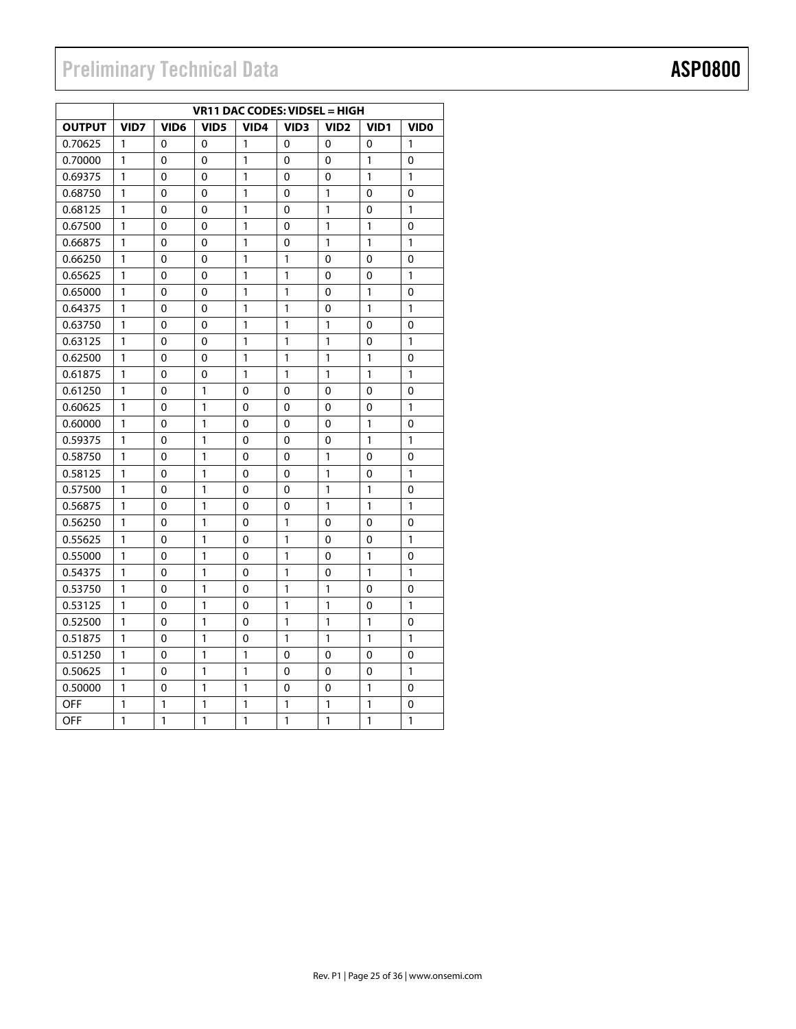| | VR11 DAC CODES: VIDSEL = HIGH | | | | | | | |
|---|---|---|---|---|---|---|---|---|
| OUTPUT | VID7 | VID6 | VID5 | VID4 | VID3 | VID2 | VID1 | VID0 |
| 0.70625 | 1 | 0 | 0 | 1 | 0 | 0 | 0 | 1 |
| 0.70000 | 1 | 0 | 0 | 1 | 0 | 0 | 1 | 0 |
| 0.69375 | 1 | 0 | 0 | 1 | 0 | 0 | 1 | 1 |
| 0.68750 | 1 | 0 | 0 | 1 | 0 | 1 | 0 | 0 |
| 0.68125 | 1 | 0 | 0 | 1 | 0 | 1 | 0 | 1 |
| 0.67500 | 1 | 0 | 0 | 1 | 0 | 1 | 1 | 0 |
| 0.66875 | 1 | 0 | 0 | 1 | 0 | 1 | 1 | 1 |
| 0.66250 | 1 | 0 | 0 | 1 | 1 | 0 | 0 | 0 |
| 0.65625 | 1 | 0 | 0 | 1 | 1 | 0 | 0 | 1 |
| 0.65000 | 1 | 0 | 0 | 1 | 1 | 0 | 1 | 0 |
| 0.64375 | 1 | 0 | 0 | 1 | 1 | 0 | 1 | 1 |
| 0.63750 | 1 | 0 | 0 | 1 | 1 | 1 | 0 | 0 |
| 0.63125 | 1 | 0 | 0 | 1 | 1 | 1 | 0 | 1 |
| 0.62500 | 1 | 0 | 0 | 1 | 1 | 1 | 1 | 0 |
| 0.61875 | 1 | 0 | 0 | 1 | 1 | 1 | 1 | 1 |
| 0.61250 | 1 | 0 | 1 | 0 | 0 | 0 | 0 | 0 |
| 0.60625 | 1 | 0 | 1 | 0 | 0 | 0 | 0 | 1 |
| 0.60000 | 1 | 0 | 1 | 0 | 0 | 0 | 1 | 0 |
| 0.59375 | 1 | 0 | 1 | 0 | 0 | 0 | 1 | 1 |
| 0.58750 | 1 | 0 | 1 | 0 | 0 | 1 | 0 | 0 |
| 0.58125 | 1 | 0 | 1 | 0 | 0 | 1 | 0 | 1 |
| 0.57500 | 1 | 0 | 1 | 0 | 0 | 1 | 1 | 0 |
| 0.56875 | 1 | 0 | 1 | 0 | 0 | 1 | 1 | 1 |
| 0.56250 | 1 | 0 | 1 | 0 | 1 | 0 | 0 | 0 |
| 0.55625 | 1 | 0 | 1 | 0 | 1 | 0 | 0 | 1 |
| 0.55000 | 1 | 0 | 1 | 0 | 1 | 0 | 1 | 0 |
| 0.54375 | 1 | 0 | 1 | 0 | 1 | 0 | 1 | 1 |
| 0.53750 | 1 | 0 | 1 | 0 | 1 | 1 | 0 | 0 |
| 0.53125 | 1 | 0 | 1 | 0 | 1 | 1 | 0 | 1 |
| 0.52500 | 1 | 0 | 1 | 0 | 1 | 1 | 1 | 0 |
| 0.51875 | 1 | 0 | 1 | 0 | 1 | 1 | 1 | 1 |
| 0.51250 | 1 | 0 | 1 | 1 | 0 | 0 | 0 | 0 |
| 0.50625 | 1 | 0 | 1 | 1 | 0 | 0 | 0 | 1 |
| 0.50000 | 1 | 0 | 1 | 1 | 0 | 0 | 1 | 0 |
| OFF | 1 | 1 | 1 | 1 | 1 | 1 | 1 | 0 |
| OFF | 1 | 1 | 1 | 1 | 1 | 1 | 1 | 1 |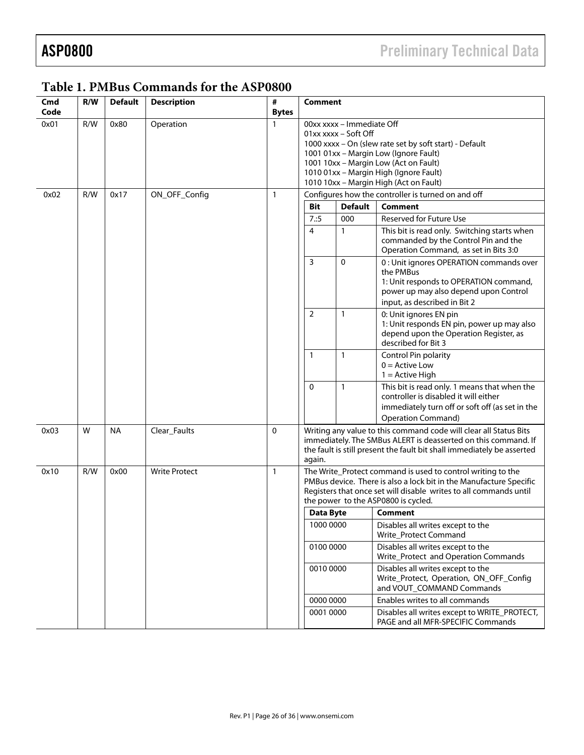## Table 1. PMBus Commands for the ASP0800

| Cmd Code | R/W | Default | Description | # Bytes | Comment |
|---|---|---|---|---|---|
| 0x01 | R/W | 0x80 | Operation | 1 | 00xx xxxx – Immediate Off<br>01xx xxxx – Soft Off<br>1000 xxxx – On (slew rate set by soft start) - Default<br>1001 01xx – Margin Low (Ignore Fault)<br>1001 10xx – Margin Low (Act on Fault)<br>1010 01xx – Margin High (Ignore Fault)<br>1010 10xx – Margin High (Act on Fault) |
| 0x02 | R/W | 0x17 | ON_OFF_Config | 1 | Configures how the controller is turned on and off<br>**Bit / Default / Comment**<br>7.:5 / 000 / Reserved for Future Use<br>4 / 1 / This bit is read only. Switching starts when commanded by the Control Pin and the Operation Command, as set in Bits 3:0<br>3 / 0 / 0 : Unit ignores OPERATION commands over the PMBus; 1: Unit responds to OPERATION command, power up may also depend upon Control input, as described in Bit 2<br>2 / 1 / 0: Unit ignores EN pin; 1: Unit responds EN pin, power up may also depend upon the Operation Register, as described for Bit 3<br>1 / 1 / Control Pin polarity; 0 = Active Low; 1 = Active High<br>0 / 1 / This bit is read only. 1 means that when the controller is disabled it will either immediately turn off or soft off (as set in the Operation Command) |
| 0x03 | W | NA | Clear_Faults | 0 | Writing any value to this command code will clear all Status Bits immediately. The SMBus ALERT is deasserted on this command. If the fault is still present the fault bit shall immediately be asserted again. |
| 0x10 | R/W | 0x00 | Write Protect | 1 | The Write_Protect command is used to control writing to the PMBus device. There is also a lock bit in the Manufacture Specific Registers that once set will disable writes to all commands until the power to the ASP0800 is cycled.<br>**Data Byte / Comment**<br>1000 0000 / Disables all writes except to the Write_Protect Command<br>0100 0000 / Disables all writes except to the Write_Protect and Operation Commands<br>0010 0000 / Disables all writes except to the Write_Protect, Operation, ON_OFF_Config and VOUT_COMMAND Commands<br>0000 0000 / Enables writes to all commands<br>0001 0000 / Disables all writes except to WRITE_PROTECT, PAGE and all MFR-SPECIFIC Commands |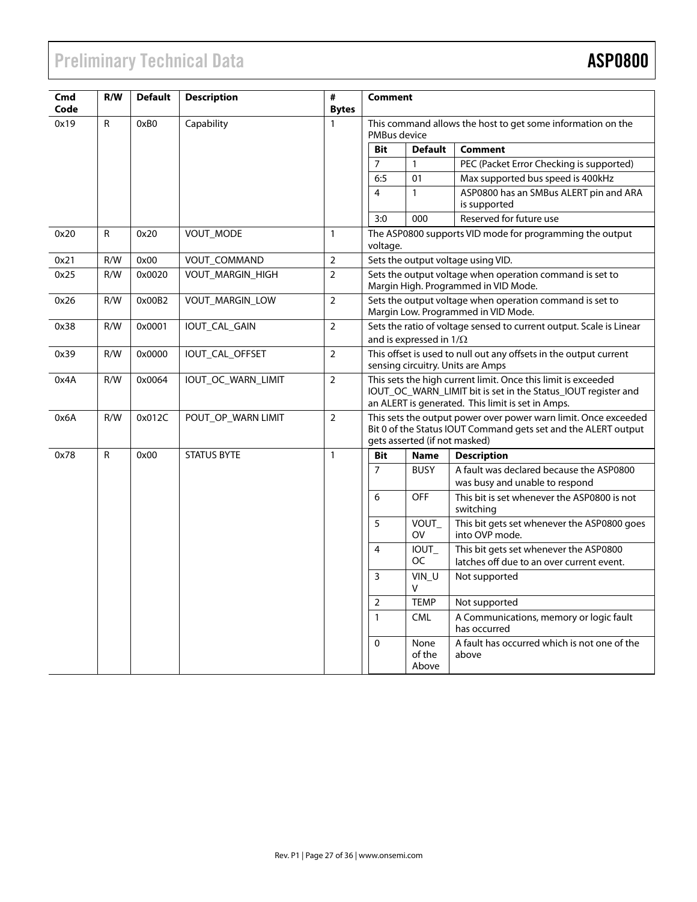| Cmd Code | R/W | Default | Description | # Bytes | Comment |
|---|---|---|---|---|---|
| 0x19 | R | 0xB0 | Capability | 1 | This command allows the host to get some information on the PMBus device<br>**Bit** / **Default** / **Comment**<br>7 / 1 / PEC (Packet Error Checking is supported)<br>6:5 / 01 / Max supported bus speed is 400kHz<br>4 / 1 / ASP0800 has an SMBus ALERT pin and ARA is supported<br>3:0 / 000 / Reserved for future use |
| 0x20 | R | 0x20 | VOUT_MODE | 1 | The ASP0800 supports VID mode for programming the output voltage. |
| 0x21 | R/W | 0x00 | VOUT_COMMAND | 2 | Sets the output voltage using VID. |
| 0x25 | R/W | 0x0020 | VOUT_MARGIN_HIGH | 2 | Sets the output voltage when operation command is set to Margin High. Programmed in VID Mode. |
| 0x26 | R/W | 0x00B2 | VOUT_MARGIN_LOW | 2 | Sets the output voltage when operation command is set to Margin Low. Programmed in VID Mode. |
| 0x38 | R/W | 0x0001 | IOUT_CAL_GAIN | 2 | Sets the ratio of voltage sensed to current output. Scale is Linear and is expressed in $1/\Omega$ |
| 0x39 | R/W | 0x0000 | IOUT_CAL_OFFSET | 2 | This offset is used to null out any offsets in the output current sensing circuitry. Units are Amps |
| 0x4A | R/W | 0x0064 | IOUT_OC_WARN_LIMIT | 2 | This sets the high current limit. Once this limit is exceeded IOUT_OC_WARN_LIMIT bit is set in the Status_IOUT register and an ALERT is generated. This limit is set in Amps. |
| 0x6A | R/W | 0x012C | POUT_OP_WARN LIMIT | 2 | This sets the output power over power warn limit. Once exceeded Bit 0 of the Status IOUT Command gets set and the ALERT output gets asserted (if not masked) |
| 0x78 | R | 0x00 | STATUS BYTE | 1 | **Bit** / **Name** / **Description**<br>7 / BUSY / A fault was declared because the ASP0800 was busy and unable to respond<br>6 / OFF / This bit is set whenever the ASP0800 is not switching<br>5 / VOUT_OV / This bit gets set whenever the ASP0800 goes into OVP mode.<br>4 / IOUT_OC / This bit gets set whenever the ASP0800 latches off due to an over current event.<br>3 / VIN_UV / Not supported<br>2 / TEMP / Not supported<br>1 / CML / A Communications, memory or logic fault has occurred<br>0 / None of the Above / A fault has occurred which is not one of the above |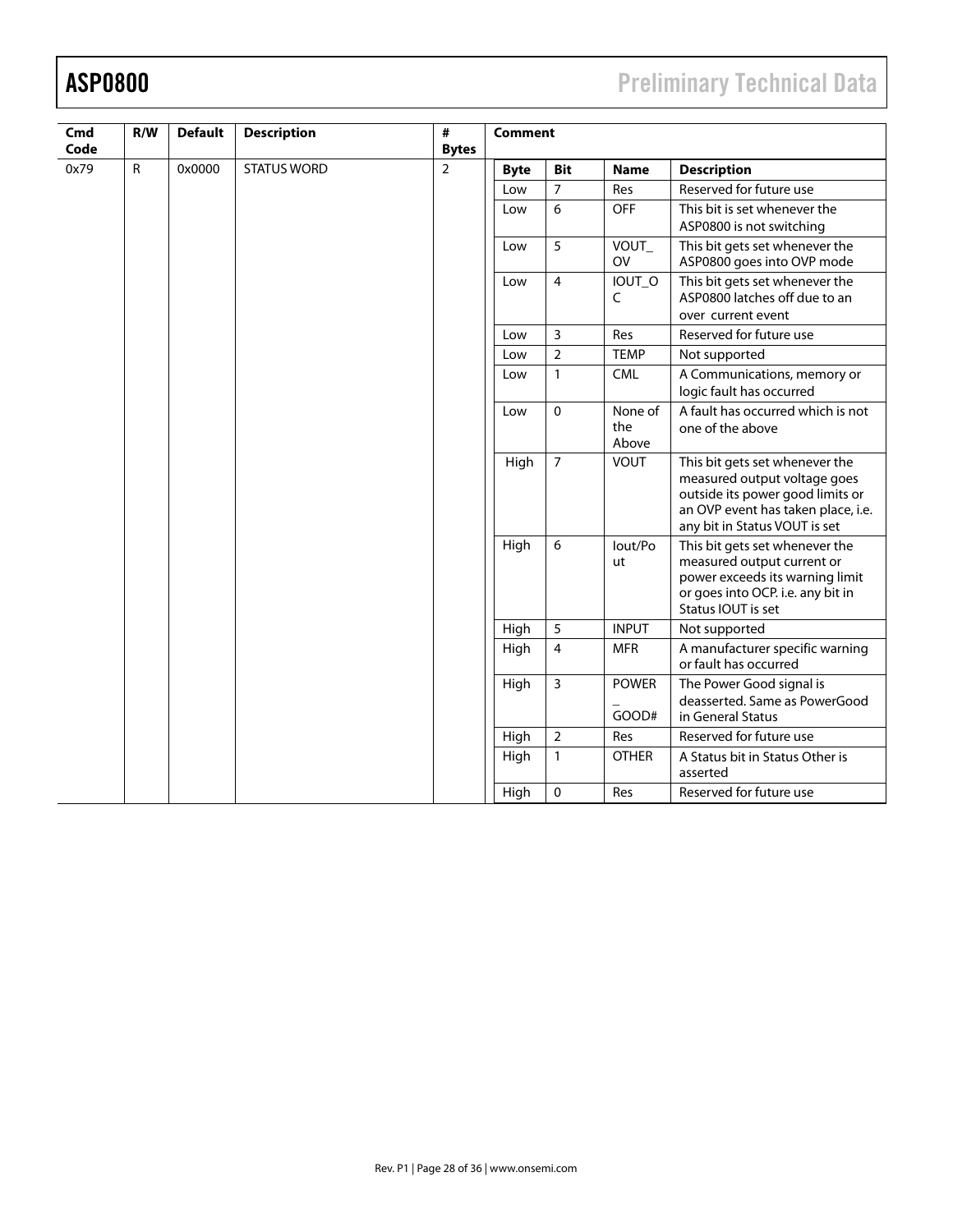| Cmd Code | R/W | Default | Description | # Bytes | Comment | | | |
|---|---|---|---|---|---|---|---|---|
| 0x79 | R | 0x0000 | STATUS WORD | 2 | **Byte** | **Bit** | **Name** | **Description** |
| | | | | | Low | 7 | Res | Reserved for future use |
| | | | | | Low | 6 | OFF | This bit is set whenever the ASP0800 is not switching |
| | | | | | Low | 5 | VOUT_OV | This bit gets set whenever the ASP0800 goes into OVP mode |
| | | | | | Low | 4 | IOUT_OC | This bit gets set whenever the ASP0800 latches off due to an over current event |
| | | | | | Low | 3 | Res | Reserved for future use |
| | | | | | Low | 2 | TEMP | Not supported |
| | | | | | Low | 1 | CML | A Communications, memory or logic fault has occurred |
| | | | | | Low | 0 | None of the Above | A fault has occurred which is not one of the above |
| | | | | | High | 7 | VOUT | This bit gets set whenever the measured output voltage goes outside its power good limits or an OVP event has taken place, i.e. any bit in Status VOUT is set |
| | | | | | High | 6 | Iout/Pout | This bit gets set whenever the measured output current or power exceeds its warning limit or goes into OCP. i.e. any bit in Status IOUT is set |
| | | | | | High | 5 | INPUT | Not supported |
| | | | | | High | 4 | MFR | A manufacturer specific warning or fault has occurred |
| | | | | | High | 3 | POWER_GOOD# | The Power Good signal is deasserted. Same as PowerGood in General Status |
| | | | | | High | 2 | Res | Reserved for future use |
| | | | | | High | 1 | OTHER | A Status bit in Status Other is asserted |
| | | | | | High | 0 | Res | Reserved for future use |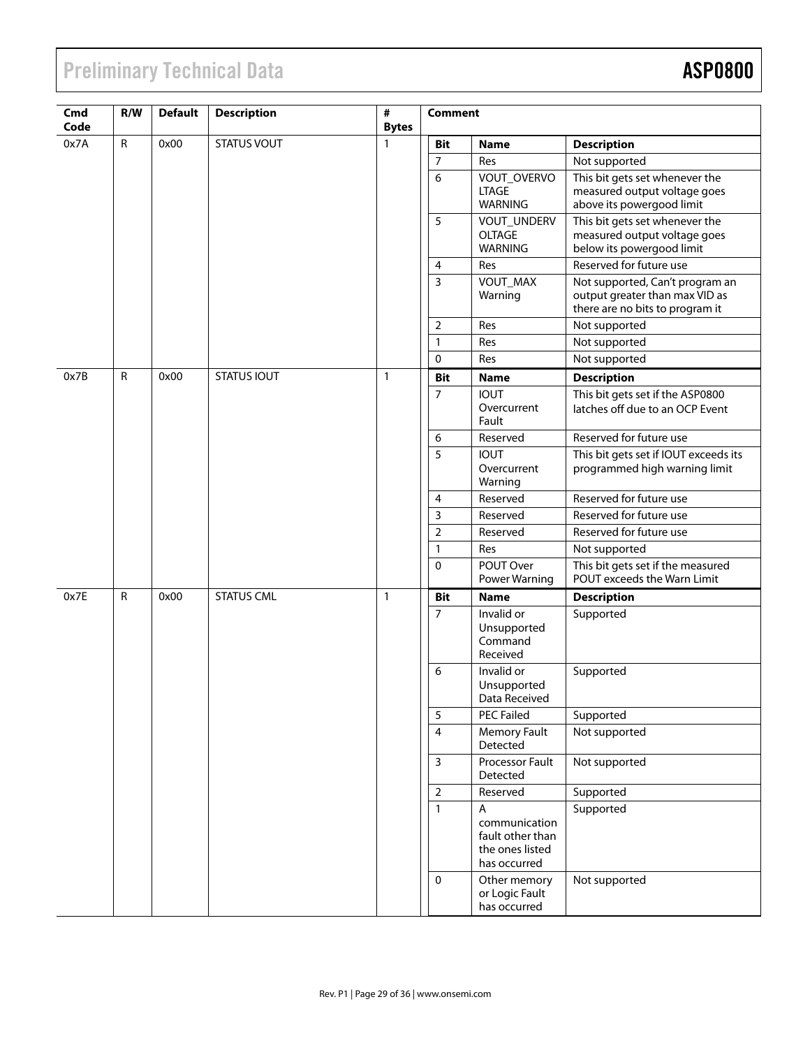| Cmd Code | R/W | Default | Description | # Bytes | Comment | | |
|---|---|---|---|---|---|---|---|
| 0x7A | R | 0x00 | STATUS VOUT | 1 | **Bit** | **Name** | **Description** |
| | | | | | 7 | Res | Not supported |
| | | | | | 6 | VOUT_OVERVOLTAGE WARNING | This bit gets set whenever the measured output voltage goes above its powergood limit |
| | | | | | 5 | VOUT_UNDERVOLTAGE WARNING | This bit gets set whenever the measured output voltage goes below its powergood limit |
| | | | | | 4 | Res | Reserved for future use |
| | | | | | 3 | VOUT_MAX Warning | Not supported, Can't program an output greater than max VID as there are no bits to program it |
| | | | | | 2 | Res | Not supported |
| | | | | | 1 | Res | Not supported |
| | | | | | 0 | Res | Not supported |
| 0x7B | R | 0x00 | STATUS IOUT | 1 | **Bit** | **Name** | **Description** |
| | | | | | 7 | IOUT Overcurrent Fault | This bit gets set if the ASP0800 latches off due to an OCP Event |
| | | | | | 6 | Reserved | Reserved for future use |
| | | | | | 5 | IOUT Overcurrent Warning | This bit gets set if IOUT exceeds its programmed high warning limit |
| | | | | | 4 | Reserved | Reserved for future use |
| | | | | | 3 | Reserved | Reserved for future use |
| | | | | | 2 | Reserved | Reserved for future use |
| | | | | | 1 | Res | Not supported |
| | | | | | 0 | POUT Over Power Warning | This bit gets set if the measured POUT exceeds the Warn Limit |
| 0x7E | R | 0x00 | STATUS CML | 1 | **Bit** | **Name** | **Description** |
| | | | | | 7 | Invalid or Unsupported Command Received | Supported |
| | | | | | 6 | Invalid or Unsupported Data Received | Supported |
| | | | | | 5 | PEC Failed | Supported |
| | | | | | 4 | Memory Fault Detected | Not supported |
| | | | | | 3 | Processor Fault Detected | Not supported |
| | | | | | 2 | Reserved | Supported |
| | | | | | 1 | A communication fault other than the ones listed has occurred | Supported |
| | | | | | 0 | Other memory or Logic Fault has occurred | Not supported |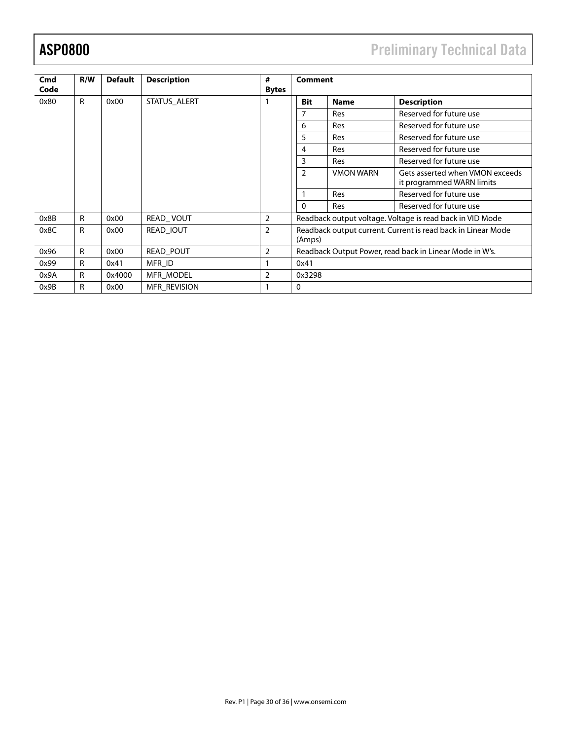| Cmd Code | R/W | Default | Description | # Bytes | Comment | | |
|---|---|---|---|---|---|---|---|
| 0x80 | R | 0x00 | STATUS_ALERT | 1 | **Bit** | **Name** | **Description** |
| | | | | | 7 | Res | Reserved for future use |
| | | | | | 6 | Res | Reserved for future use |
| | | | | | 5 | Res | Reserved for future use |
| | | | | | 4 | Res | Reserved for future use |
| | | | | | 3 | Res | Reserved for future use |
| | | | | | 2 | VMON WARN | Gets asserted when VMON exceeds it programmed WARN limits |
| | | | | | 1 | Res | Reserved for future use |
| | | | | | 0 | Res | Reserved for future use |
| 0x8B | R | 0x00 | READ_ VOUT | 2 | Readback output voltage. Voltage is read back in VID Mode | | |
| 0x8C | R | 0x00 | READ_IOUT | 2 | Readback output current. Current is read back in Linear Mode (Amps) | | |
| 0x96 | R | 0x00 | READ_POUT | 2 | Readback Output Power, read back in Linear Mode in W's. | | |
| 0x99 | R | 0x41 | MFR_ID | 1 | 0x41 | | |
| 0x9A | R | 0x4000 | MFR_MODEL | 2 | 0x3298 | | |
| 0x9B | R | 0x00 | MFR_REVISION | 1 | 0 | | |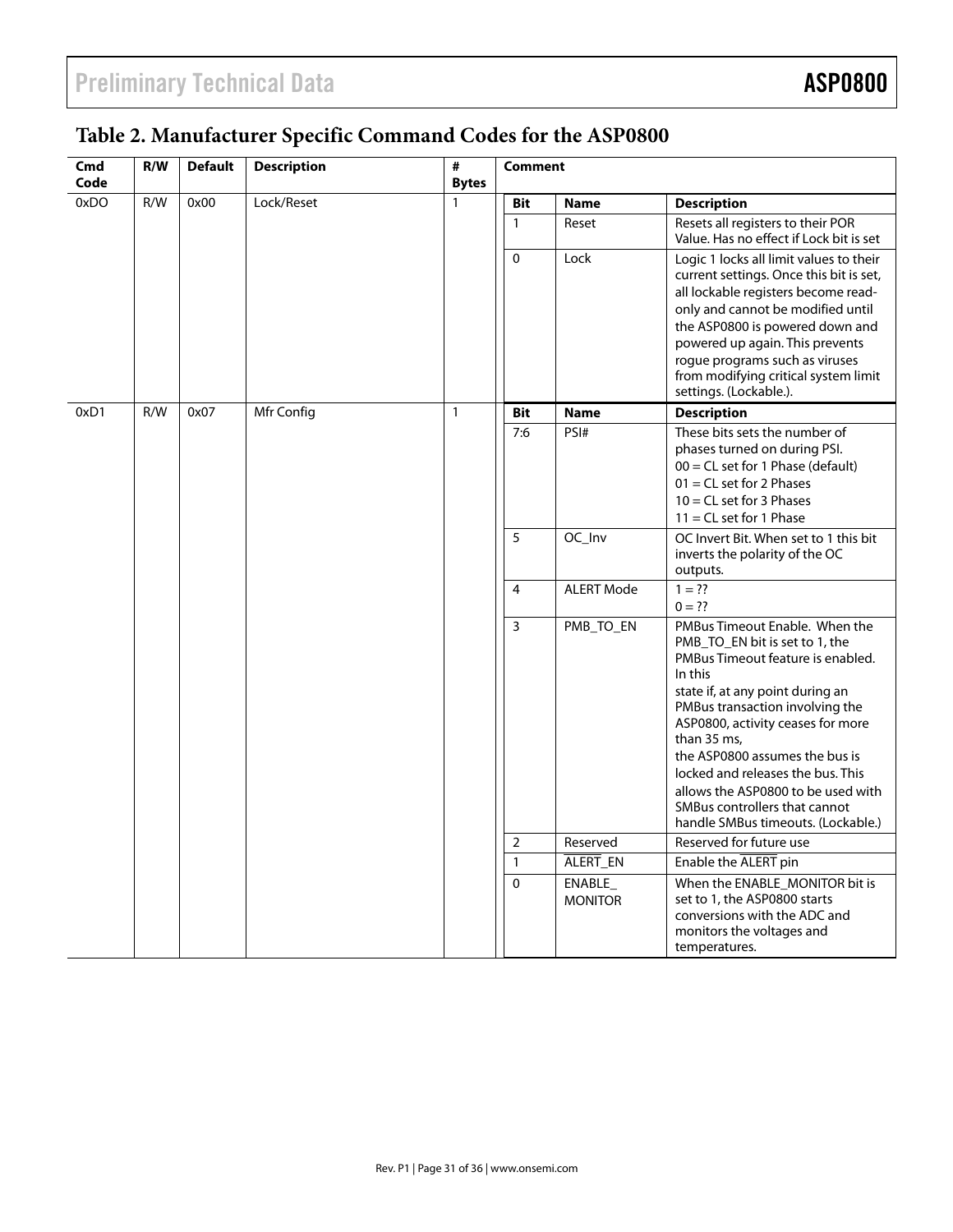## Table 2. Manufacturer Specific Command Codes for the ASP0800

| Cmd Code | R/W | Default | Description | # Bytes | Comment | | |
|---|---|---|---|---|---|---|---|
| 0xDO | R/W | 0x00 | Lock/Reset | 1 | **Bit** | **Name** | **Description** |
| | | | | | 1 | Reset | Resets all registers to their POR Value. Has no effect if Lock bit is set |
| | | | | | 0 | Lock | Logic 1 locks all limit values to their current settings. Once this bit is set, all lockable registers become read-only and cannot be modified until the ASP0800 is powered down and powered up again. This prevents rogue programs such as viruses from modifying critical system limit settings. (Lockable.). |
| 0xD1 | R/W | 0x07 | Mfr Config | 1 | **Bit** | **Name** | **Description** |
| | | | | | 7:6 | PSI# | These bits sets the number of phases turned on during PSI.<br>00 = CL set for 1 Phase (default)<br>01 = CL set for 2 Phases<br>10 = CL set for 3 Phases<br>11 = CL set for 1 Phase |
| | | | | | 5 | OC_Inv | OC Invert Bit. When set to 1 this bit inverts the polarity of the OC outputs. |
| | | | | | 4 | ALERT Mode | 1 = ??<br>0 = ?? |
| | | | | | 3 | PMB_TO_EN | PMBus Timeout Enable. When the PMB_TO_EN bit is set to 1, the PMBus Timeout feature is enabled. In this state if, at any point during an PMBus transaction involving the ASP0800, activity ceases for more than 35 ms, the ASP0800 assumes the bus is locked and releases the bus. This allows the ASP0800 to be used with SMBus controllers that cannot handle SMBus timeouts. (Lockable.) |
| | | | | | 2 | Reserved | Reserved for future use |
| | | | | | 1 | $\overline{\text{ALERT}}$_EN | Enable the $\overline{\text{ALERT}}$ pin |
| | | | | | 0 | ENABLE_MONITOR | When the ENABLE_MONITOR bit is set to 1, the ASP0800 starts conversions with the ADC and monitors the voltages and temperatures. |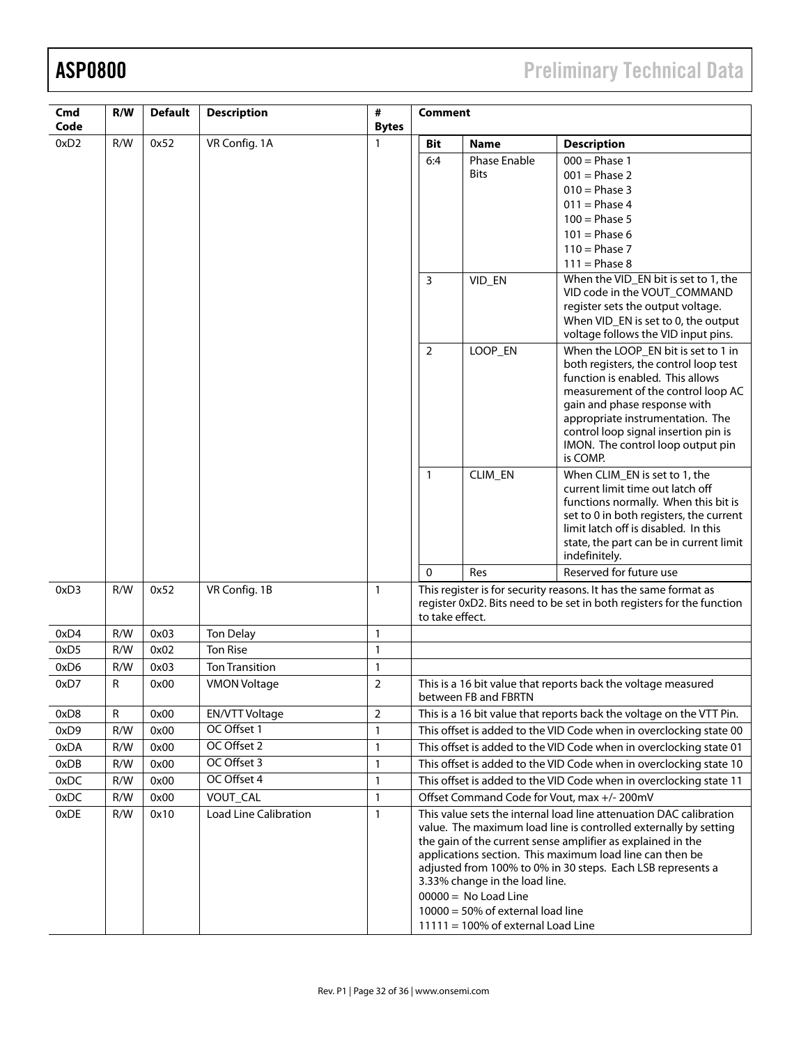| Cmd Code | R/W | Default | Description | # Bytes | Comment |
|---|---|---|---|---|---|
| 0xD2 | R/W | 0x52 | VR Config. 1A | 1 | **Bit** / **Name** / **Description**<br>6:4 / Phase Enable Bits / 000 = Phase 1, 001 = Phase 2, 010 = Phase 3, 011 = Phase 4, 100 = Phase 5, 101 = Phase 6, 110 = Phase 7, 111 = Phase 8<br>3 / VID_EN / When the VID_EN bit is set to 1, the VID code in the VOUT_COMMAND register sets the output voltage. When VID_EN is set to 0, the output voltage follows the VID input pins.<br>2 / LOOP_EN / When the LOOP_EN bit is set to 1 in both registers, the control loop test function is enabled. This allows measurement of the control loop AC gain and phase response with appropriate instrumentation. The control loop signal insertion pin is IMON. The control loop output pin is COMP.<br>1 / CLIM_EN / When CLIM_EN is set to 1, the current limit time out latch off functions normally. When this bit is set to 0 in both registers, the current limit latch off is disabled. In this state, the part can be in current limit indefinitely.<br>0 / Res / Reserved for future use |
| 0xD3 | R/W | 0x52 | VR Config. 1B | 1 | This register is for security reasons. It has the same format as register 0xD2. Bits need to be set in both registers for the function to take effect. |
| 0xD4 | R/W | 0x03 | Ton Delay | 1 | |
| 0xD5 | R/W | 0x02 | Ton Rise | 1 | |
| 0xD6 | R/W | 0x03 | Ton Transition | 1 | |
| 0xD7 | R | 0x00 | VMON Voltage | 2 | This is a 16 bit value that reports back the voltage measured between FB and FBRTN |
| 0xD8 | R | 0x00 | EN/VTT Voltage | 2 | This is a 16 bit value that reports back the voltage on the VTT Pin. |
| 0xD9 | R/W | 0x00 | OC Offset 1 | 1 | This offset is added to the VID Code when in overclocking state 00 |
| 0xDA | R/W | 0x00 | OC Offset 2 | 1 | This offset is added to the VID Code when in overclocking state 01 |
| 0xDB | R/W | 0x00 | OC Offset 3 | 1 | This offset is added to the VID Code when in overclocking state 10 |
| 0xDC | R/W | 0x00 | OC Offset 4 | 1 | This offset is added to the VID Code when in overclocking state 11 |
| 0xDC | R/W | 0x00 | VOUT_CAL | 1 | Offset Command Code for Vout, max +/- 200mV |
| 0xDE | R/W | 0x10 | Load Line Calibration | 1 | This value sets the internal load line attenuation DAC calibration value. The maximum load line is controlled externally by setting the gain of the current sense amplifier as explained in the applications section. This maximum load line can then be adjusted from 100% to 0% in 30 steps. Each LSB represents a 3.33% change in the load line.<br>00000 = No Load Line<br>10000 = 50% of external load line<br>11111 = 100% of external Load Line |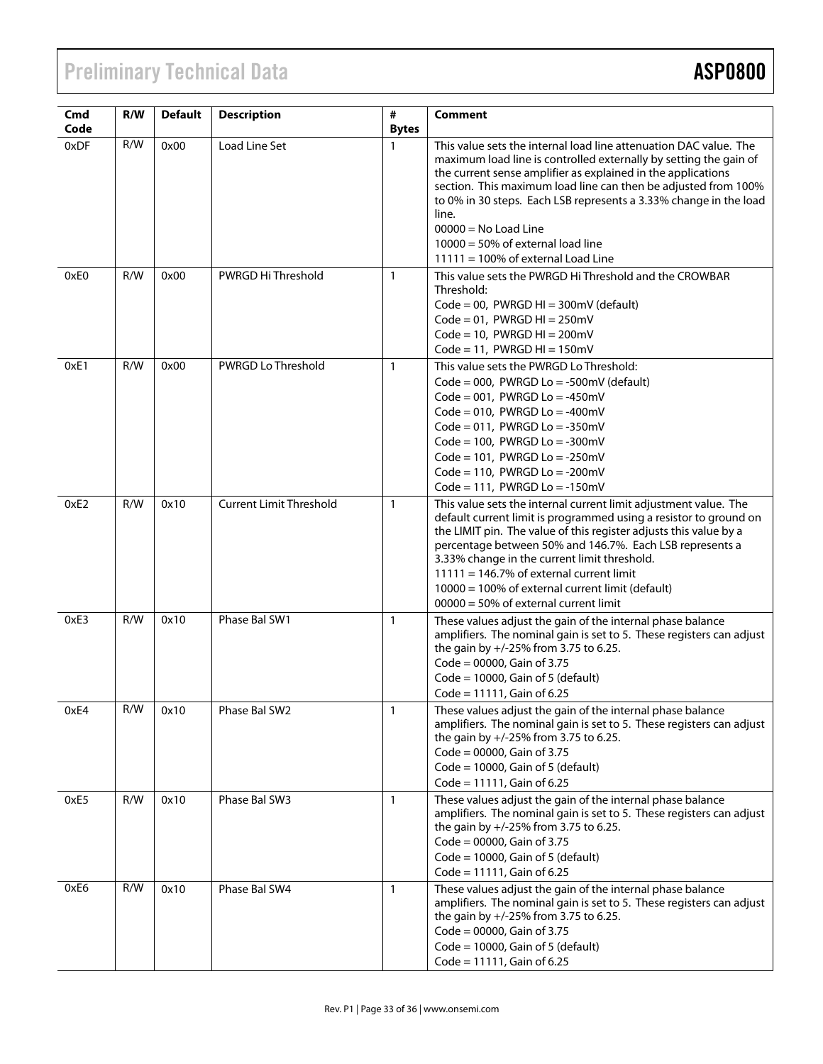| Cmd Code | R/W | Default | Description | # Bytes | Comment |
|---|---|---|---|---|---|
| 0xDF | R/W | 0x00 | Load Line Set | 1 | This value sets the internal load line attenuation DAC value. The maximum load line is controlled externally by setting the gain of the current sense amplifier as explained in the applications section. This maximum load line can then be adjusted from 100% to 0% in 30 steps. Each LSB represents a 3.33% change in the load line.<br>00000 = No Load Line<br>10000 = 50% of external load line<br>11111 = 100% of external Load Line |
| 0xE0 | R/W | 0x00 | PWRGD Hi Threshold | 1 | This value sets the PWRGD Hi Threshold and the CROWBAR Threshold:<br>Code = 00, PWRGD HI = 300mV (default)<br>Code = 01, PWRGD HI = 250mV<br>Code = 10, PWRGD HI = 200mV<br>Code = 11, PWRGD HI = 150mV |
| 0xE1 | R/W | 0x00 | PWRGD Lo Threshold | 1 | This value sets the PWRGD Lo Threshold:<br>Code = 000, PWRGD Lo = -500mV (default)<br>Code = 001, PWRGD Lo = -450mV<br>Code = 010, PWRGD Lo = -400mV<br>Code = 011, PWRGD Lo = -350mV<br>Code = 100, PWRGD Lo = -300mV<br>Code = 101, PWRGD Lo = -250mV<br>Code = 110, PWRGD Lo = -200mV<br>Code = 111, PWRGD Lo = -150mV |
| 0xE2 | R/W | 0x10 | Current Limit Threshold | 1 | This value sets the internal current limit adjustment value. The default current limit is programmed using a resistor to ground on the LIMIT pin. The value of this register adjusts this value by a percentage between 50% and 146.7%. Each LSB represents a 3.33% change in the current limit threshold.<br>11111 = 146.7% of external current limit<br>10000 = 100% of external current limit (default)<br>00000 = 50% of external current limit |
| 0xE3 | R/W | 0x10 | Phase Bal SW1 | 1 | These values adjust the gain of the internal phase balance amplifiers. The nominal gain is set to 5. These registers can adjust the gain by +/-25% from 3.75 to 6.25.<br>Code = 00000, Gain of 3.75<br>Code = 10000, Gain of 5 (default)<br>Code = 11111, Gain of 6.25 |
| 0xE4 | R/W | 0x10 | Phase Bal SW2 | 1 | These values adjust the gain of the internal phase balance amplifiers. The nominal gain is set to 5. These registers can adjust the gain by +/-25% from 3.75 to 6.25.<br>Code = 00000, Gain of 3.75<br>Code = 10000, Gain of 5 (default)<br>Code = 11111, Gain of 6.25 |
| 0xE5 | R/W | 0x10 | Phase Bal SW3 | 1 | These values adjust the gain of the internal phase balance amplifiers. The nominal gain is set to 5. These registers can adjust the gain by +/-25% from 3.75 to 6.25.<br>Code = 00000, Gain of 3.75<br>Code = 10000, Gain of 5 (default)<br>Code = 11111, Gain of 6.25 |
| 0xE6 | R/W | 0x10 | Phase Bal SW4 | 1 | These values adjust the gain of the internal phase balance amplifiers. The nominal gain is set to 5. These registers can adjust the gain by +/-25% from 3.75 to 6.25.<br>Code = 00000, Gain of 3.75<br>Code = 10000, Gain of 5 (default)<br>Code = 11111, Gain of 6.25 |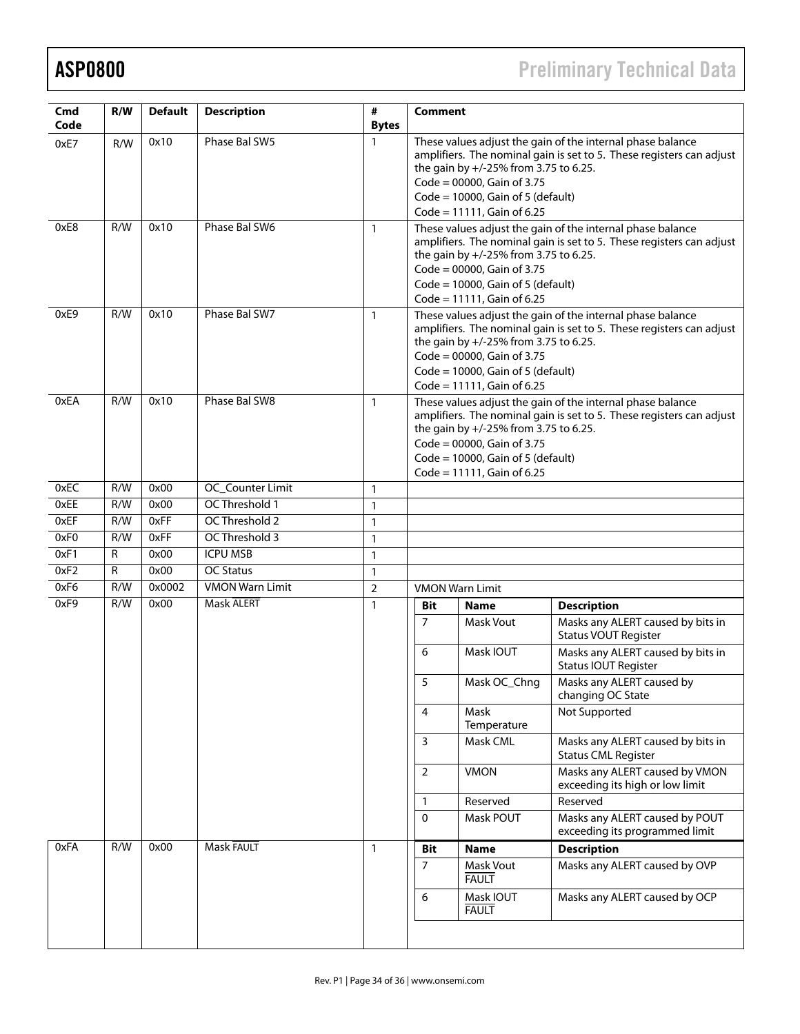| Cmd Code | R/W | Default | Description | # Bytes | Comment |
|---|---|---|---|---|---|
| 0xE7 | R/W | 0x10 | Phase Bal SW5 | 1 | These values adjust the gain of the internal phase balance amplifiers. The nominal gain is set to 5. These registers can adjust the gain by +/-25% from 3.75 to 6.25.<br>Code = 00000, Gain of 3.75<br>Code = 10000, Gain of 5 (default)<br>Code = 11111, Gain of 6.25 |
| 0xE8 | R/W | 0x10 | Phase Bal SW6 | 1 | These values adjust the gain of the internal phase balance amplifiers. The nominal gain is set to 5. These registers can adjust the gain by +/-25% from 3.75 to 6.25.<br>Code = 00000, Gain of 3.75<br>Code = 10000, Gain of 5 (default)<br>Code = 11111, Gain of 6.25 |
| 0xE9 | R/W | 0x10 | Phase Bal SW7 | 1 | These values adjust the gain of the internal phase balance amplifiers. The nominal gain is set to 5. These registers can adjust the gain by +/-25% from 3.75 to 6.25.<br>Code = 00000, Gain of 3.75<br>Code = 10000, Gain of 5 (default)<br>Code = 11111, Gain of 6.25 |
| 0xEA | R/W | 0x10 | Phase Bal SW8 | 1 | These values adjust the gain of the internal phase balance amplifiers. The nominal gain is set to 5. These registers can adjust the gain by +/-25% from 3.75 to 6.25.<br>Code = 00000, Gain of 3.75<br>Code = 10000, Gain of 5 (default)<br>Code = 11111, Gain of 6.25 |
| 0xEC | R/W | 0x00 | OC_Counter Limit | 1 | |
| 0xEE | R/W | 0x00 | OC Threshold 1 | 1 | |
| 0xEF | R/W | 0xFF | OC Threshold 2 | 1 | |
| 0xF0 | R/W | 0xFF | OC Threshold 3 | 1 | |
| 0xF1 | R | 0x00 | ICPU MSB | 1 | |
| 0xF2 | R | 0x00 | OC Status | 1 | |
| 0xF6 | R/W | 0x0002 | VMON Warn Limit | 2 | VMON Warn Limit |
| 0xF9 | R/W | 0x00 | Mask ALERT | 1 | See table below |
| 0xFA | R/W | 0x00 | Mask FAULT | 1 | See table below |

**0xF9 Mask ALERT**

| Bit | Name | Description |
|---|---|---|
| 7 | Mask Vout | Masks any ALERT caused by bits in Status VOUT Register |
| 6 | Mask IOUT | Masks any ALERT caused by bits in Status IOUT Register |
| 5 | Mask OC_Chng | Masks any ALERT caused by changing OC State |
| 4 | Mask Temperature | Not Supported |
| 3 | Mask CML | Masks any ALERT caused by bits in Status CML Register |
| 2 | VMON | Masks any ALERT caused by VMON exceeding its high or low limit |
| 1 | Reserved | Reserved |
| 0 | Mask POUT | Masks any ALERT caused by POUT exceeding its programmed limit |

**0xFA Mask FAULT**

| Bit | Name | Description |
|---|---|---|
| 7 | Mask Vout FAULT | Masks any ALERT caused by OVP |
| 6 | Mask IOUT FAULT | Masks any ALERT caused by OCP |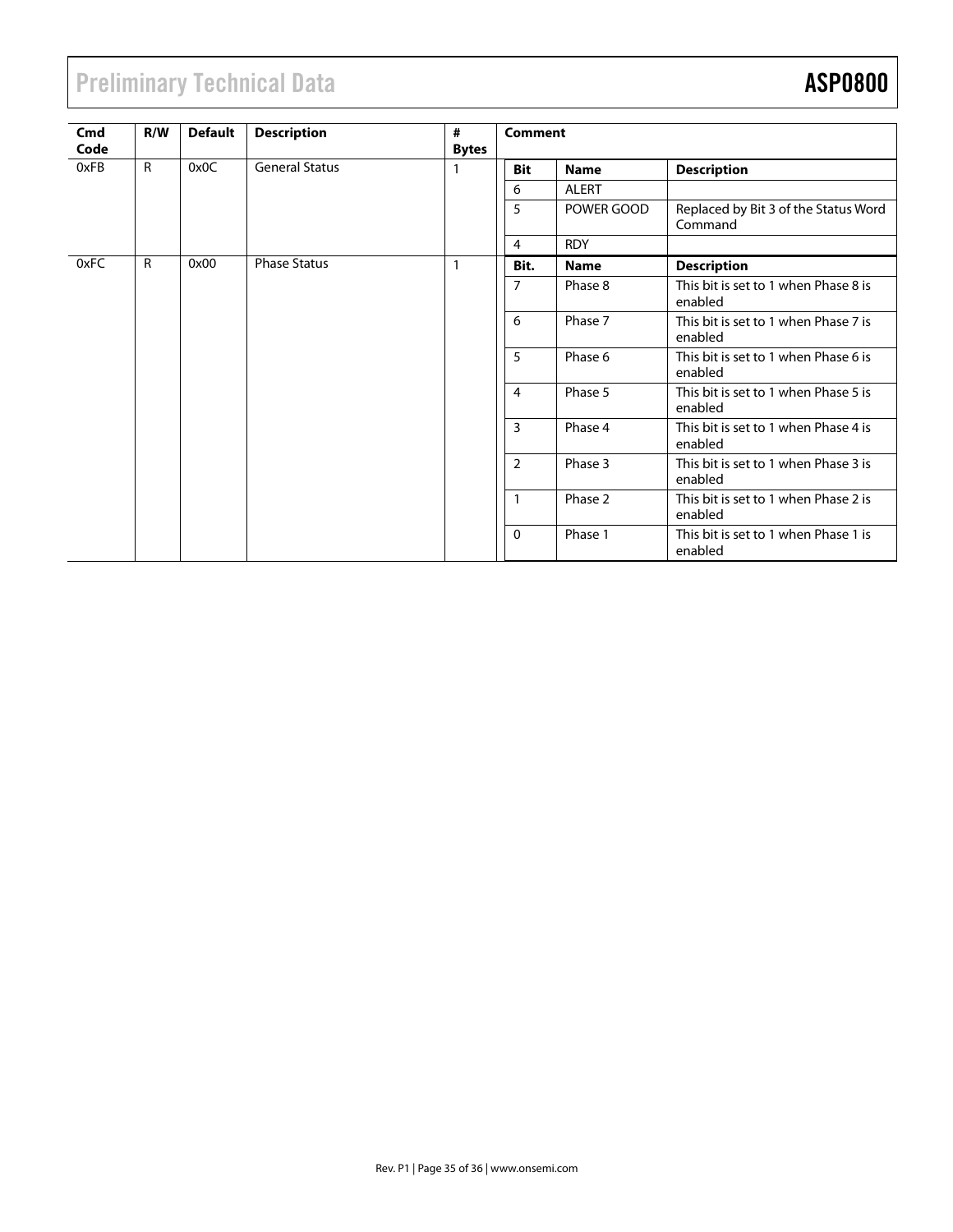| Cmd Code | R/W | Default | Description | # Bytes | Comment | | |
|---|---|---|---|---|---|---|---|
| 0xFB | R | 0x0C | General Status | 1 | **Bit** | **Name** | **Description** |
| | | | | | 6 | ALERT | |
| | | | | | 5 | POWER GOOD | Replaced by Bit 3 of the Status Word Command |
| | | | | | 4 | RDY | |
| 0xFC | R | 0x00 | Phase Status | 1 | **Bit.** | **Name** | **Description** |
| | | | | | 7 | Phase 8 | This bit is set to 1 when Phase 8 is enabled |
| | | | | | 6 | Phase 7 | This bit is set to 1 when Phase 7 is enabled |
| | | | | | 5 | Phase 6 | This bit is set to 1 when Phase 6 is enabled |
| | | | | | 4 | Phase 5 | This bit is set to 1 when Phase 5 is enabled |
| | | | | | 3 | Phase 4 | This bit is set to 1 when Phase 4 is enabled |
| | | | | | 2 | Phase 3 | This bit is set to 1 when Phase 3 is enabled |
| | | | | | 1 | Phase 2 | This bit is set to 1 when Phase 2 is enabled |
| | | | | | 0 | Phase 1 | This bit is set to 1 when Phase 1 is enabled |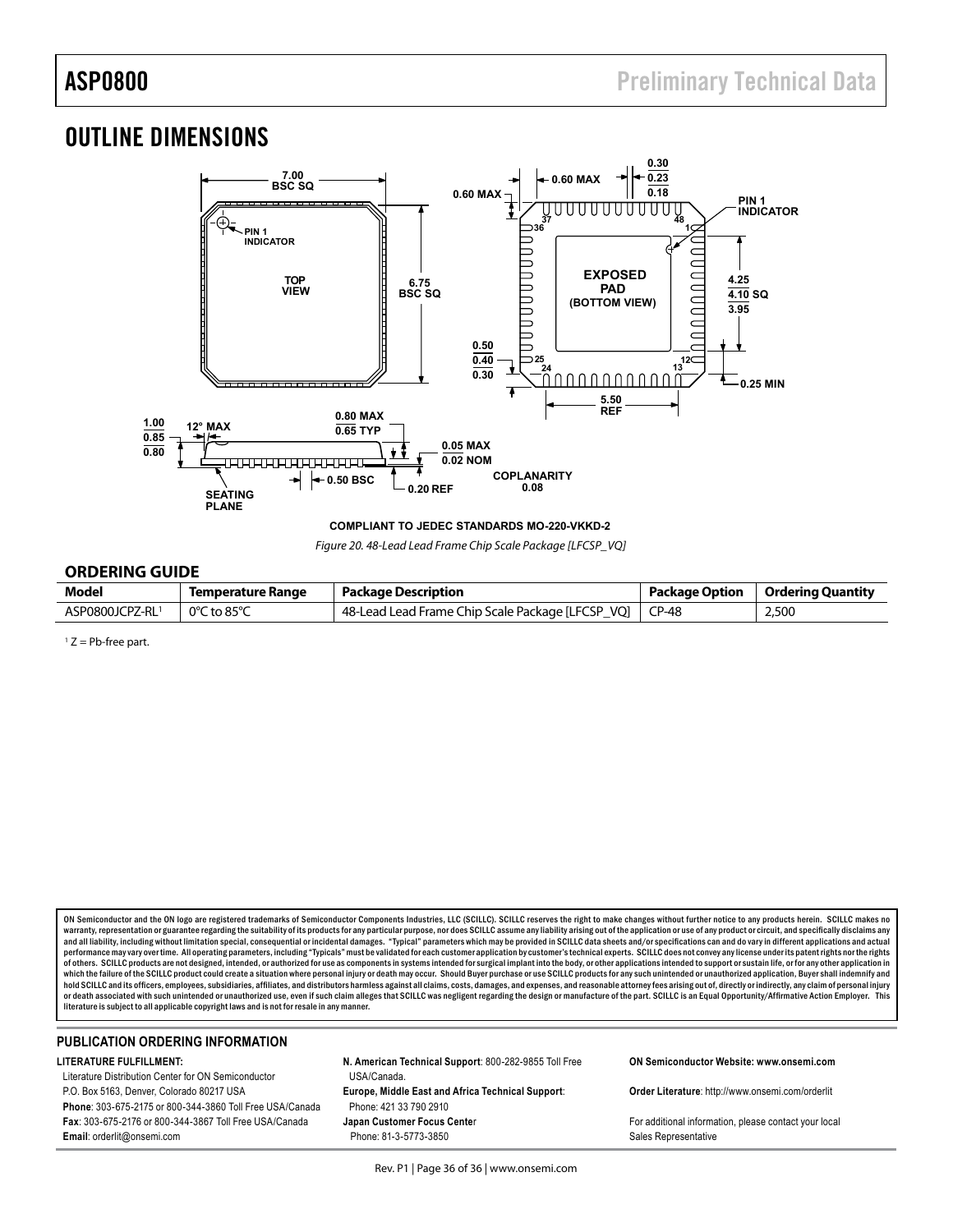## OUTLINE DIMENSIONS

7.00
BSC SQ

PIN 1
INDICATOR

TOP
VIEW

6.75
BSC SQ

0.60 MAX

0.60 MAX

0.30
0.23
0.18

PIN 1
INDICATOR

37
36

48
1

EXPOSED
PAD
(BOTTOM VIEW)

4.25
4.10 SQ
3.95

0.50
0.40
0.30

25
24

12
13

0.25 MIN

5.50
REF

1.00
0.85
0.80

12° MAX

0.80 MAX
0.65 TYP

0.05 MAX
0.02 NOM

0.50 BSC

0.20 REF

COPLANARITY
0.08

SEATING
PLANE

COMPLIANT TO JEDEC STANDARDS MO-220-VKKD-2

*Figure 20. 48-Lead Lead Frame Chip Scale Package [LFCSP_VQ]*

### ORDERING GUIDE

| Model | Temperature Range | Package Description | Package Option | Ordering Quantity |
|---|---|---|---|---|
| ASP0800JCPZ-RL[1] | 0°C to 85°C | 48-Lead Lead Frame Chip Scale Package [LFCSP_VQ] | CP-48 | 2,500 |

[1] Z = Pb-free part.

ON Semiconductor and the ON logo are registered trademarks of Semiconductor Components Industries, LLC (SCILLC). SCILLC reserves the right to make changes without further notice to any products herein. SCILLC makes no warranty, representation or guarantee regarding the suitability of its products for any particular purpose, nor does SCILLC assume any liability arising out of the application or use of any product or circuit, and specifically disclaims any and all liability, including without limitation special, consequential or incidental damages. "Typical" parameters which may be provided in SCILLC data sheets and/or specifications can and do vary in different applications and actual performance may vary over time. All operating parameters, including "Typicals" must be validated for each customer application by customer's technical experts. SCILLC does not convey any license under its patent rights nor the rights of others. SCILLC products are not designed, intended, or authorized for use as components in systems intended for surgical implant into the body, or other applications intended to support or sustain life, or for any other application in which the failure of the SCILLC product could create a situation where personal injury or death may occur. Should Buyer purchase or use SCILLC products for any such unintended or unauthorized application, Buyer shall indemnify and hold SCILLC and its officers, employees, subsidiaries, affiliates, and distributors harmless against all claims, costs, damages, and expenses, and reasonable attorney fees arising out of, directly or indirectly, any claim of personal injury or death associated with such unintended or unauthorized use, even if such claim alleges that SCILLC was negligent regarding the design or manufacture of the part. SCILLC is an Equal Opportunity/Affirmative Action Employer. This literature is subject to all applicable copyright laws and is not for resale in any manner.

### PUBLICATION ORDERING INFORMATION

**LITERATURE FULFILLMENT:**
Literature Distribution Center for ON Semiconductor
P.O. Box 5163, Denver, Colorado 80217 USA
**Phone**: 303-675-2175 or 800-344-3860 Toll Free USA/Canada
**Fax**: 303-675-2176 or 800-344-3867 Toll Free USA/Canada
**Email**: orderlit@onsemi.com

**N. American Technical Support**: 800-282-9855 Toll Free USA/Canada.
**Europe, Middle East and Africa Technical Support**:
Phone: 421 33 790 2910
**Japan Customer Focus Center**
Phone: 81-3-5773-3850

**ON Semiconductor Website: www.onsemi.com**

**Order Literature**: http://www.onsemi.com/orderlit

For additional information, please contact your local Sales Representative